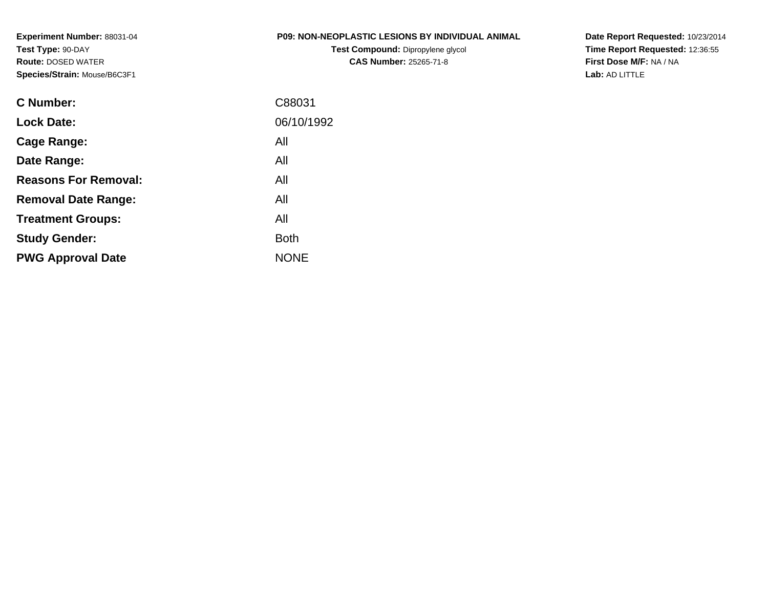**Experiment Number:** 88031-04
**Test Type:** 90-DAY
**Route:** DOSED WATER
**Species/Strain:** Mouse/B6C3F1

**P09: NON-NEOPLASTIC LESIONS BY INDIVIDUAL ANIMAL**
**Test Compound:** Dipropylene glycol
**CAS Number:** 25265-71-8

**Date Report Requested:** 10/23/2014
**Time Report Requested:** 12:36:55
**First Dose M/F:** NA / NA
**Lab:** AD LITTLE

| | |
|---|---|
| **C Number:** | C88031 |
| **Lock Date:** | 06/10/1992 |
| **Cage Range:** | All |
| **Date Range:** | All |
| **Reasons For Removal:** | All |
| **Removal Date Range:** | All |
| **Treatment Groups:** | All |
| **Study Gender:** | Both |
| **PWG Approval Date** | NONE |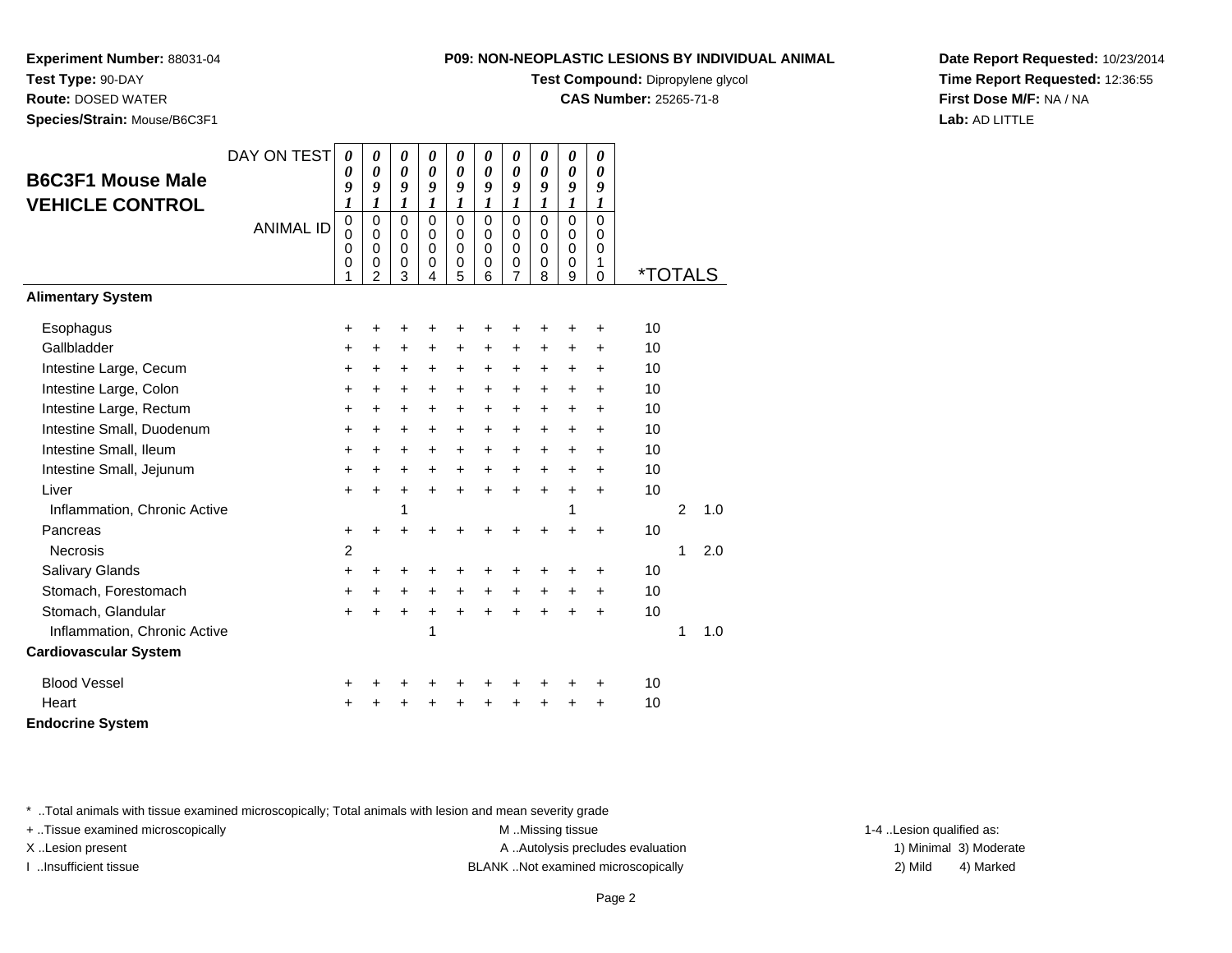**Experiment Number:** 88031-04
**Test Type:** 90-DAY
**Route:** DOSED WATER
**Species/Strain:** Mouse/B6C3F1

**P09: NON-NEOPLASTIC LESIONS BY INDIVIDUAL ANIMAL**
**Test Compound:** Dipropylene glycol
**CAS Number:** 25265-71-8

**Date Report Requested:** 10/23/2014
**Time Report Requested:** 12:36:55
**First Dose M/F:** NA / NA
**Lab:** AD LITTLE

## B6C3F1 Mouse Male VEHICLE CONTROL

| DAY ON TEST | 0091 | 0091 | 0091 | 0091 | 0091 | 0091 | 0091 | 0091 | 0091 | 0091 | | | |
|---|---|---|---|---|---|---|---|---|---|---|---|---|---|
| ANIMAL ID | 00001 | 00002 | 00003 | 00004 | 00005 | 00006 | 00007 | 00008 | 00009 | 00010 | *TOTALS | | |
| **Alimentary System** | | | | | | | | | | | | | |
| Esophagus | + | + | + | + | + | + | + | + | + | + | 10 | | |
| Gallbladder | + | + | + | + | + | + | + | + | + | + | 10 | | |
| Intestine Large, Cecum | + | + | + | + | + | + | + | + | + | + | 10 | | |
| Intestine Large, Colon | + | + | + | + | + | + | + | + | + | + | 10 | | |
| Intestine Large, Rectum | + | + | + | + | + | + | + | + | + | + | 10 | | |
| Intestine Small, Duodenum | + | + | + | + | + | + | + | + | + | + | 10 | | |
| Intestine Small, Ileum | + | + | + | + | + | + | + | + | + | + | 10 | | |
| Intestine Small, Jejunum | + | + | + | + | + | + | + | + | + | + | 10 | | |
| Liver | + | + | + | + | + | + | + | + | + | + | 10 | | |
| Inflammation, Chronic Active | | | 1 | | | | | | 1 | | | 2 | 1.0 |
| Pancreas | + | + | + | + | + | + | + | + | + | + | 10 | | |
| Necrosis | 2 | | | | | | | | | | | 1 | 2.0 |
| Salivary Glands | + | + | + | + | + | + | + | + | + | + | 10 | | |
| Stomach, Forestomach | + | + | + | + | + | + | + | + | + | + | 10 | | |
| Stomach, Glandular | + | + | + | + | + | + | + | + | + | + | 10 | | |
| Inflammation, Chronic Active | | | | 1 | | | | | | | | 1 | 1.0 |
| **Cardiovascular System** | | | | | | | | | | | | | |
| Blood Vessel | + | + | + | + | + | + | + | + | + | + | 10 | | |
| Heart | + | + | + | + | + | + | + | + | + | + | 10 | | |
| **Endocrine System** | | | | | | | | | | | | | |

\* ..Total animals with tissue examined microscopically; Total animals with lesion and mean severity grade
+ ..Tissue examined microscopically
X ..Lesion present
I ..Insufficient tissue
M ..Missing tissue
A ..Autolysis precludes evaluation
BLANK ..Not examined microscopically
1-4 ..Lesion qualified as:
1) Minimal 3) Moderate
2) Mild 4) Marked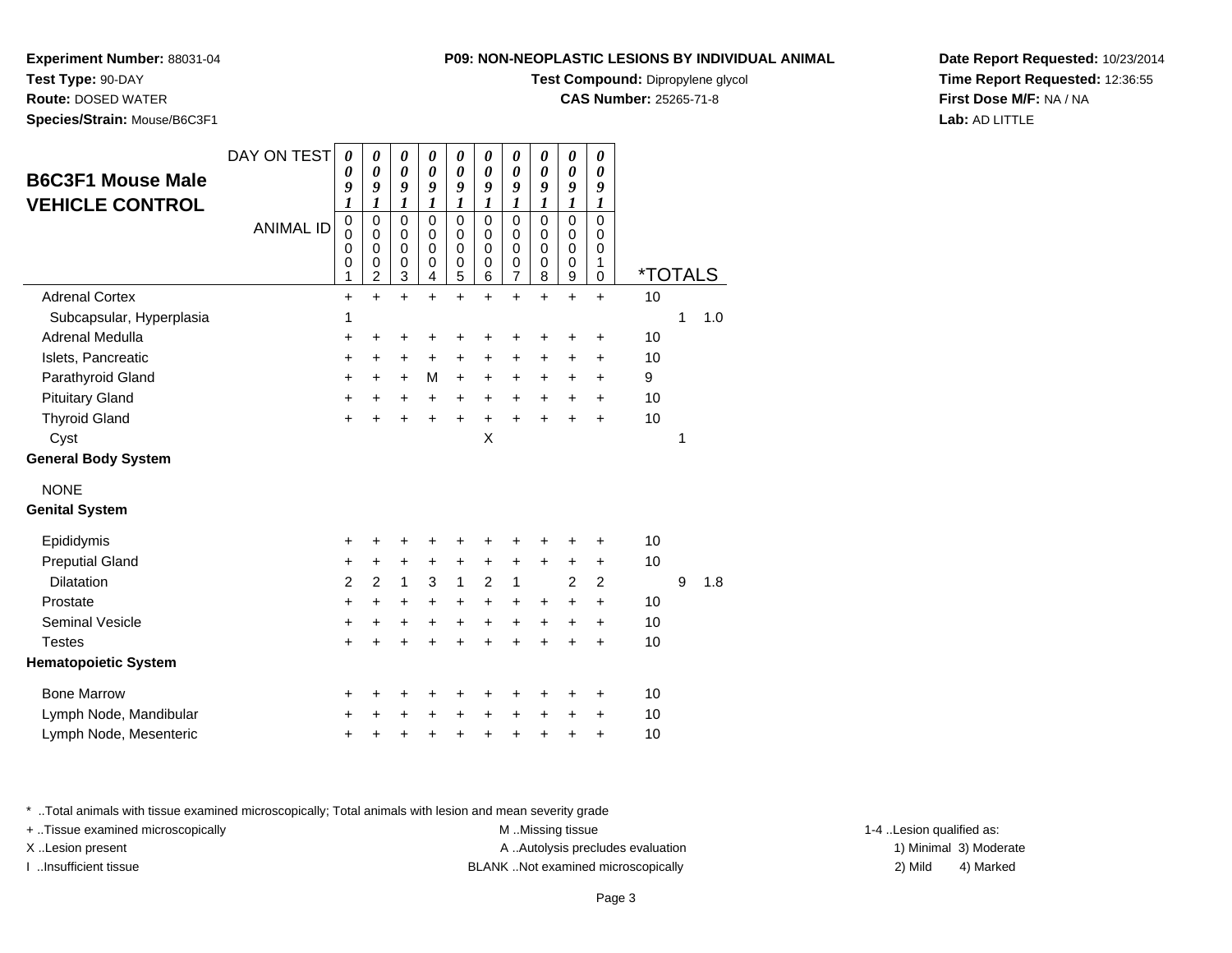**Experiment Number:** 88031-04
**Test Type:** 90-DAY
**Route:** DOSED WATER
**Species/Strain:** Mouse/B6C3F1

**P09: NON-NEOPLASTIC LESIONS BY INDIVIDUAL ANIMAL**
**Test Compound:** Dipropylene glycol
**CAS Number:** 25265-71-8

**Date Report Requested:** 10/23/2014
**Time Report Requested:** 12:36:55
**First Dose M/F:** NA / NA
**Lab:** AD LITTLE

## B6C3F1 Mouse Male VEHICLE CONTROL

| DAY ON TEST | 0091 | 0091 | 0091 | 0091 | 0091 | 0091 | 0091 | 0091 | 0091 | 0091 | | | |
|---|---|---|---|---|---|---|---|---|---|---|---|---|---|
| ANIMAL ID | 00001 | 00002 | 00003 | 00004 | 00005 | 00006 | 00007 | 00008 | 00009 | 00010 | *TOTALS | | |
| Adrenal Cortex | + | + | + | + | + | + | + | + | + | + | 10 | | |
| Subcapsular, Hyperplasia | 1 | | | | | | | | | | | 1 | 1.0 |
| Adrenal Medulla | + | + | + | + | + | + | + | + | + | + | 10 | | |
| Islets, Pancreatic | + | + | + | + | + | + | + | + | + | + | 10 | | |
| Parathyroid Gland | + | + | + | M | + | + | + | + | + | + | 9 | | |
| Pituitary Gland | + | + | + | + | + | + | + | + | + | + | 10 | | |
| Thyroid Gland | + | + | + | + | + | + | + | + | + | + | 10 | | |
| Cyst | | | | | | X | | | | | | 1 | |
| **General Body System** | | | | | | | | | | | | | |
| NONE | | | | | | | | | | | | | |
| **Genital System** | | | | | | | | | | | | | |
| Epididymis | + | + | + | + | + | + | + | + | + | + | 10 | | |
| Preputial Gland | + | + | + | + | + | + | + | + | + | + | 10 | | |
| Dilatation | 2 | 2 | 1 | 3 | 1 | 2 | 1 | | 2 | 2 | | 9 | 1.8 |
| Prostate | + | + | + | + | + | + | + | + | + | + | 10 | | |
| Seminal Vesicle | + | + | + | + | + | + | + | + | + | + | 10 | | |
| Testes | + | + | + | + | + | + | + | + | + | + | 10 | | |
| **Hematopoietic System** | | | | | | | | | | | | | |
| Bone Marrow | + | + | + | + | + | + | + | + | + | + | 10 | | |
| Lymph Node, Mandibular | + | + | + | + | + | + | + | + | + | + | 10 | | |
| Lymph Node, Mesenteric | + | + | + | + | + | + | + | + | + | + | 10 | | |

* ..Total animals with tissue examined microscopically; Total animals with lesion and mean severity grade
+ ..Tissue examined microscopically
X ..Lesion present
I ..Insufficient tissue

M ..Missing tissue
A ..Autolysis precludes evaluation
BLANK ..Not examined microscopically

1-4 ..Lesion qualified as:
1) Minimal 3) Moderate
2) Mild 4) Marked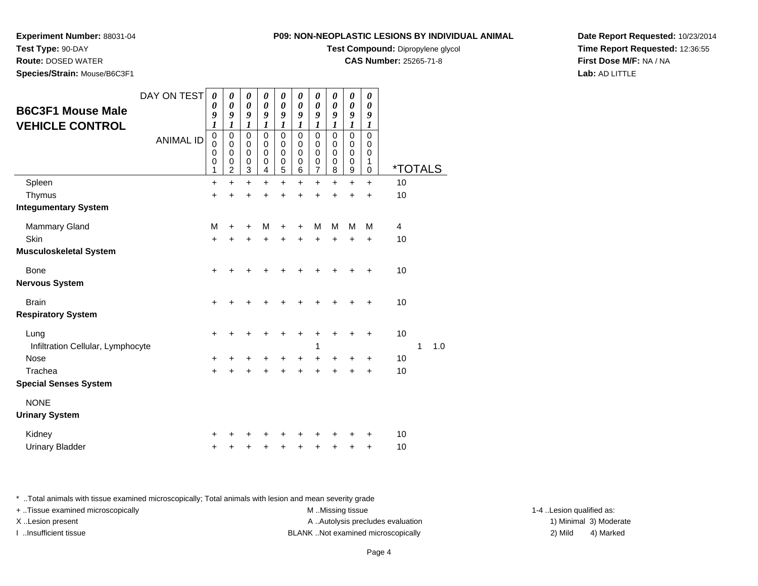**Experiment Number:** 88031-04
**Test Type:** 90-DAY
**Route:** DOSED WATER
**Species/Strain:** Mouse/B6C3F1

**P09: NON-NEOPLASTIC LESIONS BY INDIVIDUAL ANIMAL**
**Test Compound:** Dipropylene glycol
**CAS Number:** 25265-71-8

**Date Report Requested:** 10/23/2014
**Time Report Requested:** 12:36:55
**First Dose M/F:** NA / NA
**Lab:** AD LITTLE

## B6C3F1 Mouse Male VEHICLE CONTROL

| DAY ON TEST | 0091 | 0091 | 0091 | 0091 | 0091 | 0091 | 0091 | 0091 | 0091 | 0091 | | | |
|---|---|---|---|---|---|---|---|---|---|---|---|---|---|
| ANIMAL ID | 00001 | 00002 | 00003 | 00004 | 00005 | 00006 | 00007 | 00008 | 00009 | 00010 | *TOTALS | | |
| Spleen | + | + | + | + | + | + | + | + | + | + | 10 | | |
| Thymus | + | + | + | + | + | + | + | + | + | + | 10 | | |
| **Integumentary System** | | | | | | | | | | | | | |
| Mammary Gland | M | + | + | M | + | + | M | M | M | M | 4 | | |
| Skin | + | + | + | + | + | + | + | + | + | + | 10 | | |
| **Musculoskeletal System** | | | | | | | | | | | | | |
| Bone | + | + | + | + | + | + | + | + | + | + | 10 | | |
| **Nervous System** | | | | | | | | | | | | | |
| Brain | + | + | + | + | + | + | + | + | + | + | 10 | | |
| **Respiratory System** | | | | | | | | | | | | | |
| Lung | + | + | + | + | + | + | + | + | + | + | 10 | | |
| Infiltration Cellular, Lymphocyte | | | | | | | 1 | | | | | 1 | 1.0 |
| Nose | + | + | + | + | + | + | + | + | + | + | 10 | | |
| Trachea | + | + | + | + | + | + | + | + | + | + | 10 | | |
| **Special Senses System** | | | | | | | | | | | | | |
| NONE | | | | | | | | | | | | | |
| **Urinary System** | | | | | | | | | | | | | |
| Kidney | + | + | + | + | + | + | + | + | + | + | 10 | | |
| Urinary Bladder | + | + | + | + | + | + | + | + | + | + | 10 | | |

* ..Total animals with tissue examined microscopically; Total animals with lesion and mean severity grade
+ ..Tissue examined microscopically
X ..Lesion present
I ..Insufficient tissue

M ..Missing tissue
A ..Autolysis precludes evaluation
BLANK ..Not examined microscopically

1-4 ..Lesion qualified as:
1) Minimal 3) Moderate
2) Mild 4) Marked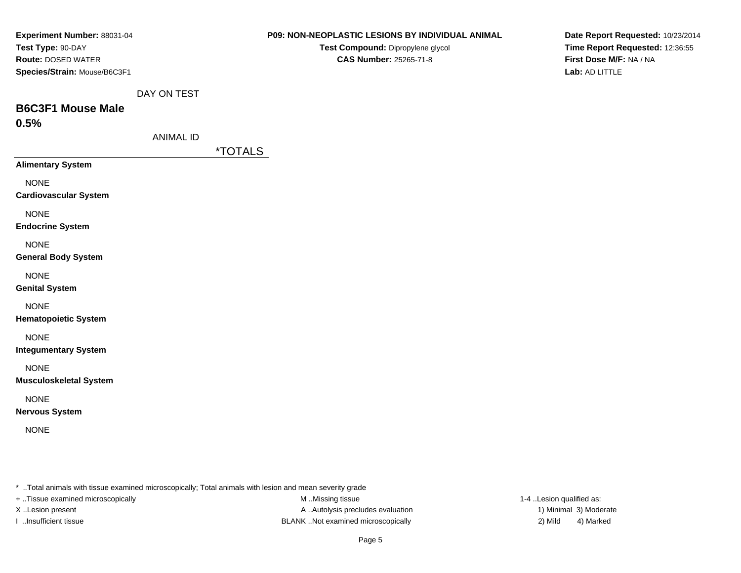**Experiment Number:** 88031-04
**Test Type:** 90-DAY
**Route:** DOSED WATER
**Species/Strain:** Mouse/B6C3F1

**P09: NON-NEOPLASTIC LESIONS BY INDIVIDUAL ANIMAL**
**Test Compound:** Dipropylene glycol
**CAS Number:** 25265-71-8

**Date Report Requested:** 10/23/2014
**Time Report Requested:** 12:36:55
**First Dose M/F:** NA / NA
**Lab:** AD LITTLE

DAY ON TEST

## B6C3F1 Mouse Male
## 0.5%

ANIMAL ID

| | *TOTALS |
|---|---|
| **Alimentary System** | |
| NONE | |
| **Cardiovascular System** | |
| NONE | |
| **Endocrine System** | |
| NONE | |
| **General Body System** | |
| NONE | |
| **Genital System** | |
| NONE | |
| **Hematopoietic System** | |
| NONE | |
| **Integumentary System** | |
| NONE | |
| **Musculoskeletal System** | |
| NONE | |
| **Nervous System** | |
| NONE | |

* ..Total animals with tissue examined microscopically; Total animals with lesion and mean severity grade
+ ..Tissue examined microscopically
X ..Lesion present
I ..Insufficient tissue

M ..Missing tissue
A ..Autolysis precludes evaluation
BLANK ..Not examined microscopically

1-4 ..Lesion qualified as:
1) Minimal 3) Moderate
2) Mild 4) Marked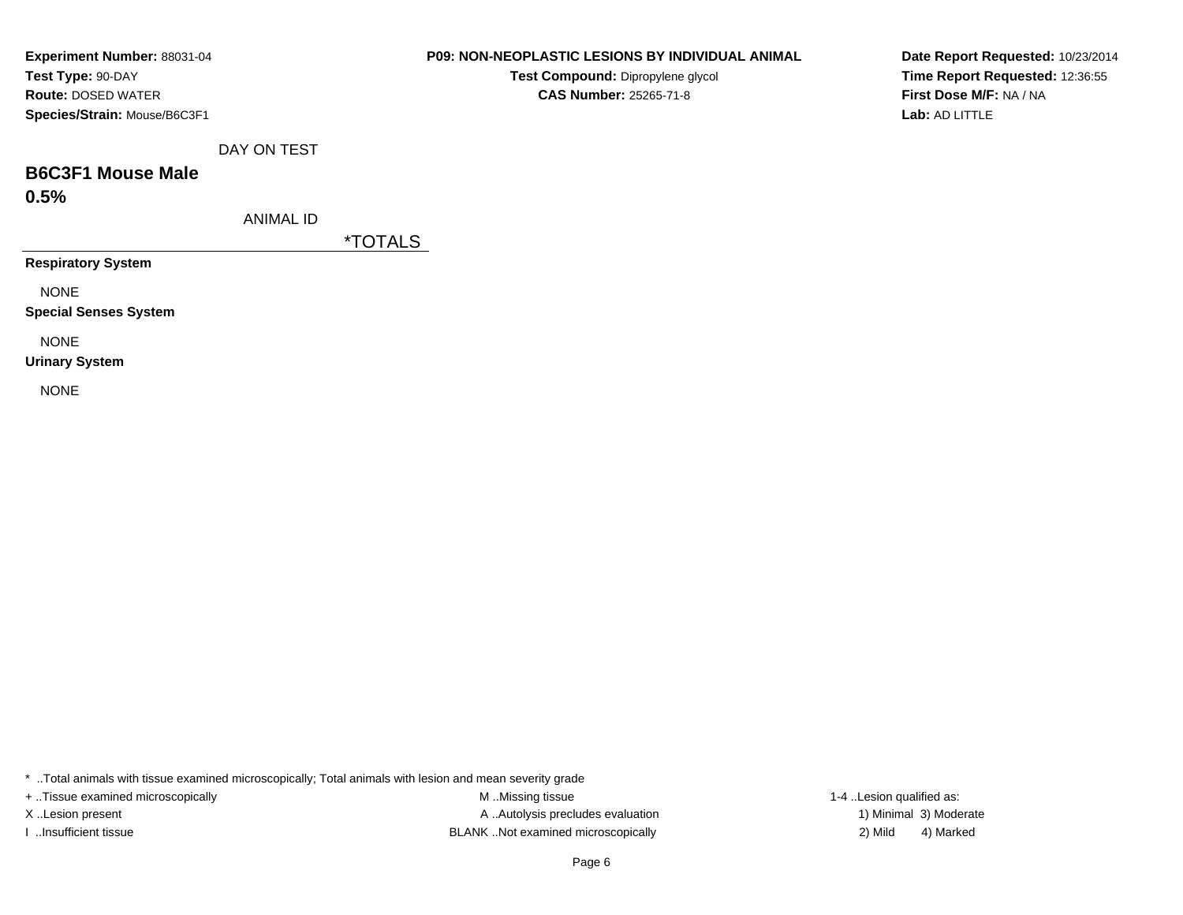**Experiment Number:** 88031-04
**Test Type:** 90-DAY
**Route:** DOSED WATER
**Species/Strain:** Mouse/B6C3F1

**P09: NON-NEOPLASTIC LESIONS BY INDIVIDUAL ANIMAL**
**Test Compound:** Dipropylene glycol
**CAS Number:** 25265-71-8

**Date Report Requested:** 10/23/2014
**Time Report Requested:** 12:36:55
**First Dose M/F:** NA / NA
**Lab:** AD LITTLE

DAY ON TEST

## B6C3F1 Mouse Male
## 0.5%

ANIMAL ID

*TOTALS

**Respiratory System**

NONE

**Special Senses System**

NONE

**Urinary System**

NONE

* ..Total animals with tissue examined microscopically; Total animals with lesion and mean severity grade
+ ..Tissue examined microscopically
X ..Lesion present
I ..Insufficient tissue
M ..Missing tissue
A ..Autolysis precludes evaluation
BLANK ..Not examined microscopically
1-4 ..Lesion qualified as:
1) Minimal 3) Moderate
2) Mild 4) Marked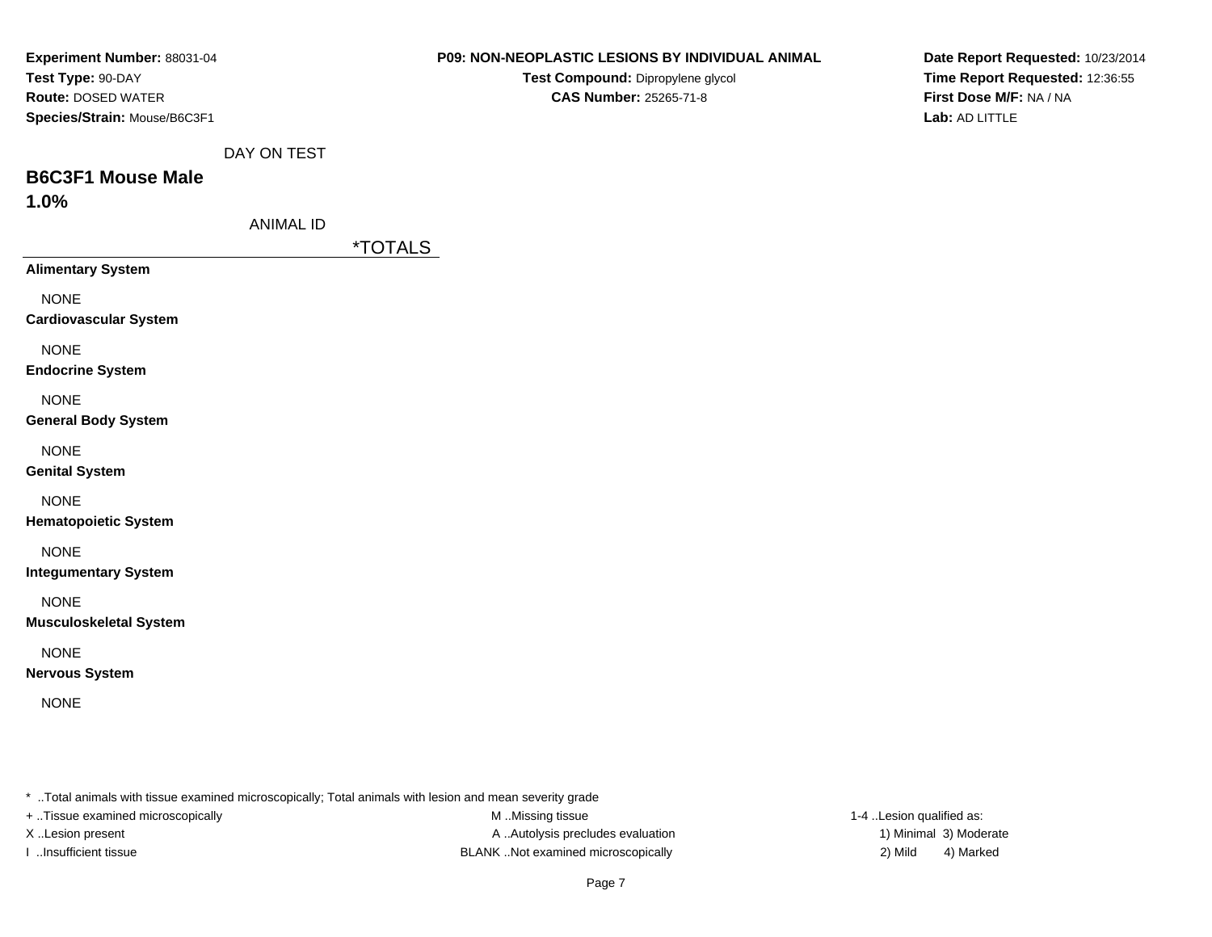**Experiment Number:** 88031-04
**Test Type:** 90-DAY
**Route:** DOSED WATER
**Species/Strain:** Mouse/B6C3F1

**P09: NON-NEOPLASTIC LESIONS BY INDIVIDUAL ANIMAL**
**Test Compound:** Dipropylene glycol
**CAS Number:** 25265-71-8

**Date Report Requested:** 10/23/2014
**Time Report Requested:** 12:36:55
**First Dose M/F:** NA / NA
**Lab:** AD LITTLE

DAY ON TEST

## B6C3F1 Mouse Male
## 1.0%

ANIMAL ID

| | *TOTALS |
|---|---|
| **Alimentary System** | |
| NONE | |
| **Cardiovascular System** | |
| NONE | |
| **Endocrine System** | |
| NONE | |
| **General Body System** | |
| NONE | |
| **Genital System** | |
| NONE | |
| **Hematopoietic System** | |
| NONE | |
| **Integumentary System** | |
| NONE | |
| **Musculoskeletal System** | |
| NONE | |
| **Nervous System** | |
| NONE | |

* ..Total animals with tissue examined microscopically; Total animals with lesion and mean severity grade
+ ..Tissue examined microscopically
X ..Lesion present
I ..Insufficient tissue
M ..Missing tissue
A ..Autolysis precludes evaluation
BLANK ..Not examined microscopically
1-4 ..Lesion qualified as:
1) Minimal 3) Moderate
2) Mild 4) Marked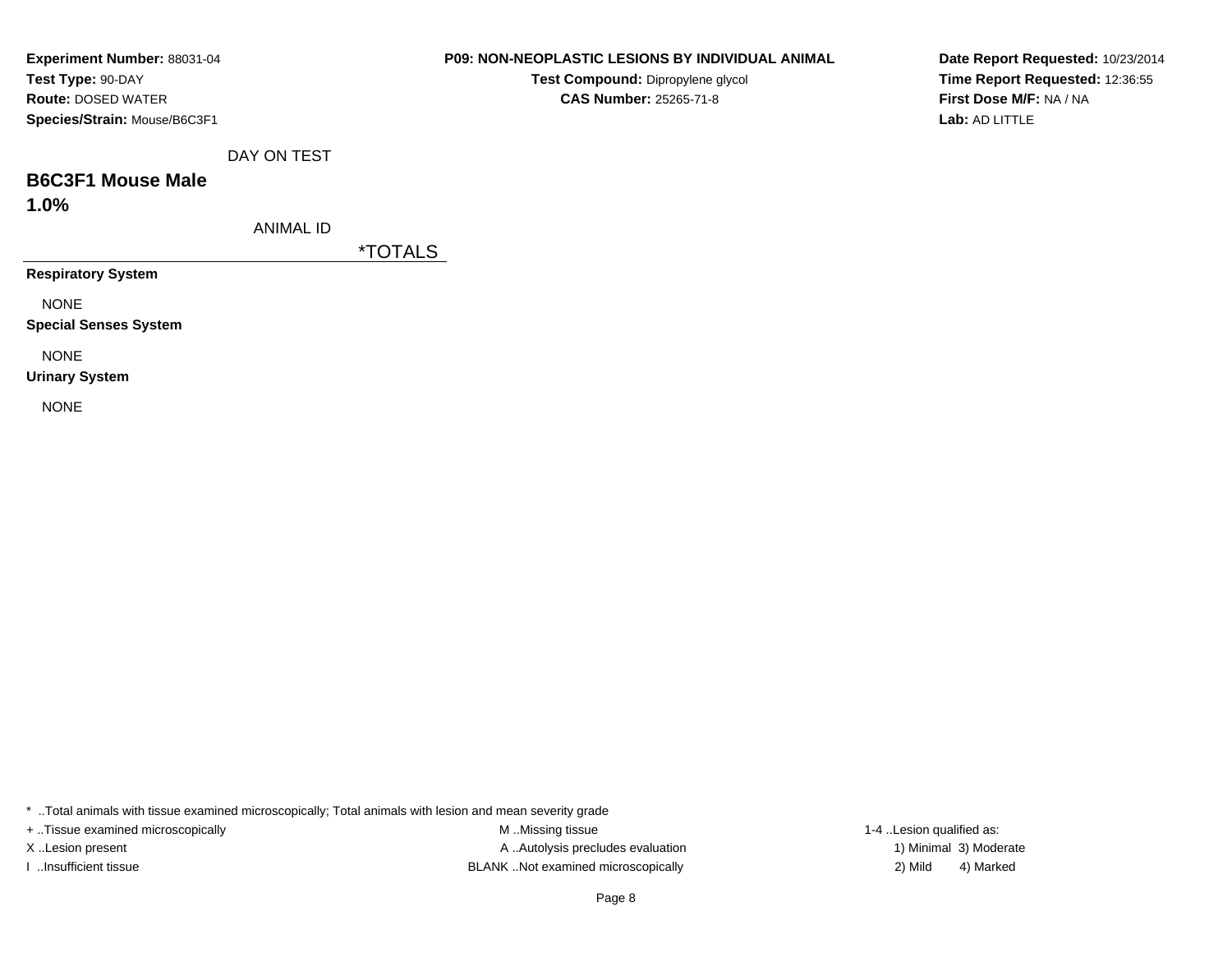**Experiment Number:** 88031-04
**Test Type:** 90-DAY
**Route:** DOSED WATER
**Species/Strain:** Mouse/B6C3F1

**P09: NON-NEOPLASTIC LESIONS BY INDIVIDUAL ANIMAL**
**Test Compound:** Dipropylene glycol
**CAS Number:** 25265-71-8

**Date Report Requested:** 10/23/2014
**Time Report Requested:** 12:36:55
**First Dose M/F:** NA / NA
**Lab:** AD LITTLE

DAY ON TEST

## B6C3F1 Mouse Male

## 1.0%

ANIMAL ID

*TOTALS

**Respiratory System**

NONE

**Special Senses System**

NONE

**Urinary System**

NONE

* ..Total animals with tissue examined microscopically; Total animals with lesion and mean severity grade

+ ..Tissue examined microscopically
X ..Lesion present
I ..Insufficient tissue

M ..Missing tissue
A ..Autolysis precludes evaluation
BLANK ..Not examined microscopically

1-4 ..Lesion qualified as:
1) Minimal 3) Moderate
2) Mild 4) Marked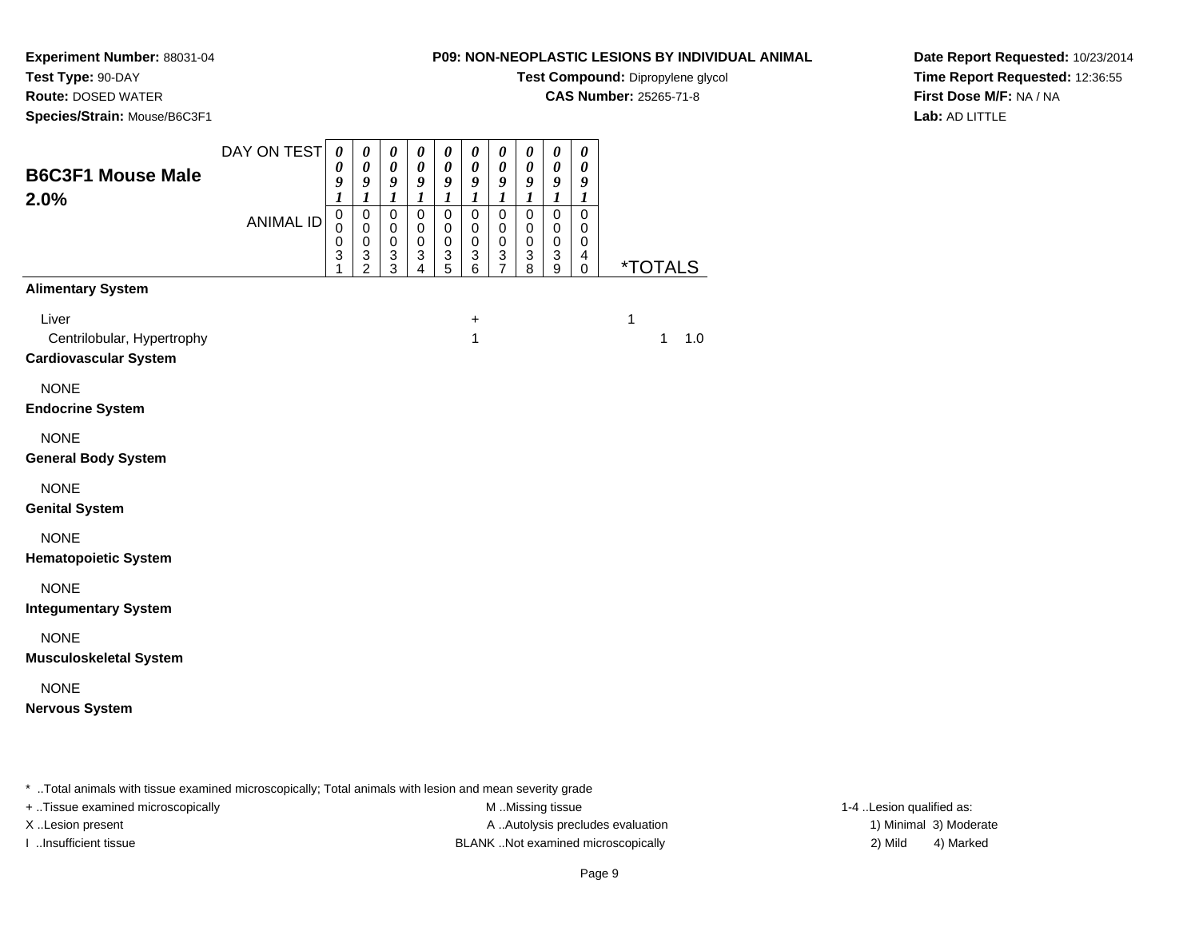**Experiment Number:** 88031-04
**Test Type:** 90-DAY
**Route:** DOSED WATER
**Species/Strain:** Mouse/B6C3F1

**P09: NON-NEOPLASTIC LESIONS BY INDIVIDUAL ANIMAL**
**Test Compound:** Dipropylene glycol
**CAS Number:** 25265-71-8

**Date Report Requested:** 10/23/2014
**Time Report Requested:** 12:36:55
**First Dose M/F:** NA / NA
**Lab:** AD LITTLE

## B6C3F1 Mouse Male 2.0%

| DAY ON TEST | 0091 | 0091 | 0091 | 0091 | 0091 | 0091 | 0091 | 0091 | 0091 | 0091 | | | |
|---|---|---|---|---|---|---|---|---|---|---|---|---|---|
| ANIMAL ID | 00031 | 00032 | 00033 | 00034 | 00035 | 00036 | 00037 | 00038 | 00039 | 00040 | *TOTALS | | |
| **Alimentary System** | | | | | | | | | | | | | |
| Liver | | | | | | + | | | | | 1 | | |
| Centrilobular, Hypertrophy | | | | | | 1 | | | | | | 1 | 1.0 |
| **Cardiovascular System** | | | | | | | | | | | | | |
| NONE | | | | | | | | | | | | | |
| **Endocrine System** | | | | | | | | | | | | | |
| NONE | | | | | | | | | | | | | |
| **General Body System** | | | | | | | | | | | | | |
| NONE | | | | | | | | | | | | | |
| **Genital System** | | | | | | | | | | | | | |
| NONE | | | | | | | | | | | | | |
| **Hematopoietic System** | | | | | | | | | | | | | |
| NONE | | | | | | | | | | | | | |
| **Integumentary System** | | | | | | | | | | | | | |
| NONE | | | | | | | | | | | | | |
| **Musculoskeletal System** | | | | | | | | | | | | | |
| NONE | | | | | | | | | | | | | |
| **Nervous System** | | | | | | | | | | | | | |

* ..Total animals with tissue examined microscopically; Total animals with lesion and mean severity grade

+ ..Tissue examined microscopically
X ..Lesion present
I ..Insufficient tissue

M ..Missing tissue
A ..Autolysis precludes evaluation
BLANK ..Not examined microscopically

1-4 ..Lesion qualified as:
1) Minimal 3) Moderate
2) Mild 4) Marked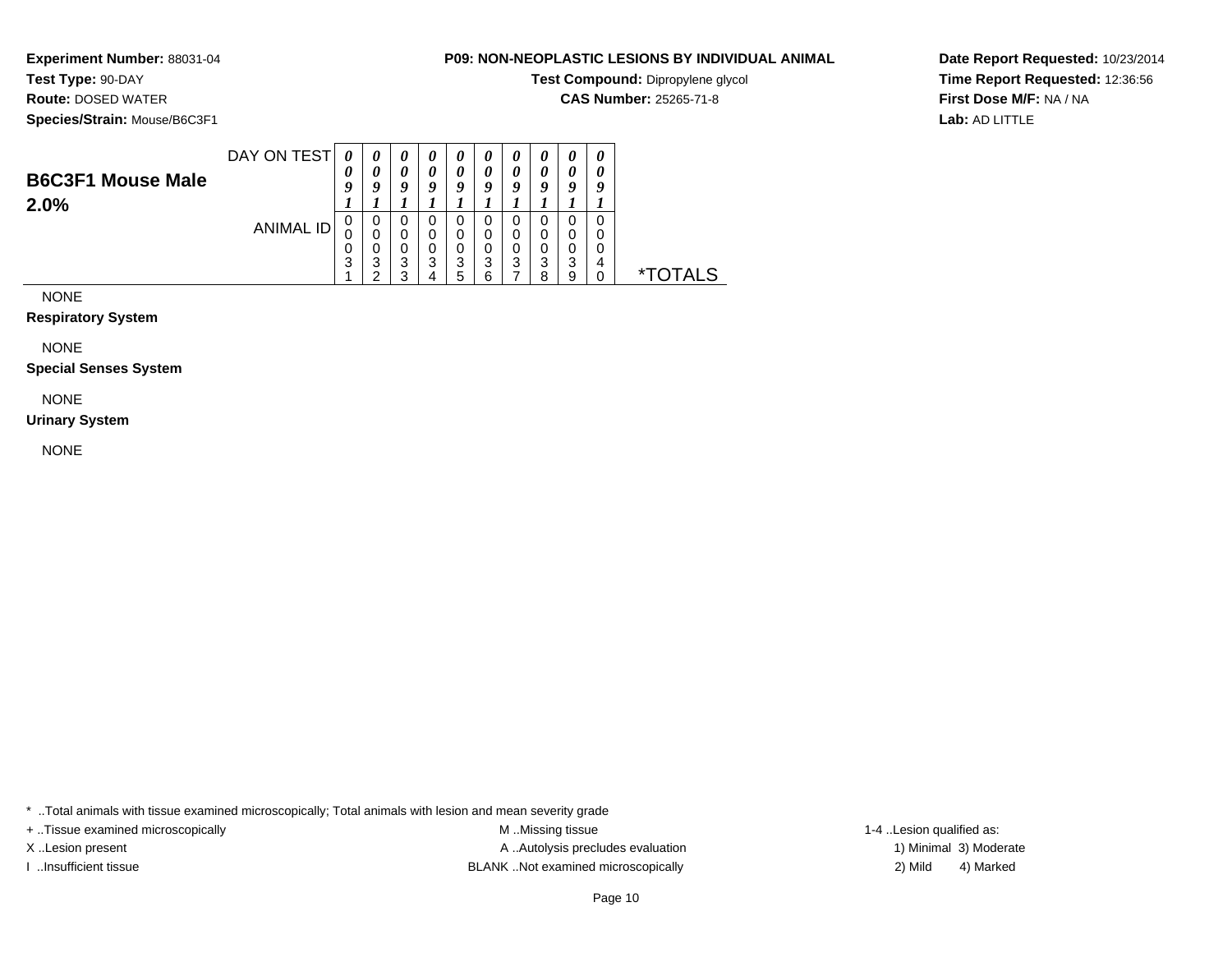**Experiment Number:** 88031-04
**Test Type:** 90-DAY
**Route:** DOSED WATER
**Species/Strain:** Mouse/B6C3F1

**P09: NON-NEOPLASTIC LESIONS BY INDIVIDUAL ANIMAL**
**Test Compound:** Dipropylene glycol
**CAS Number:** 25265-71-8

**Date Report Requested:** 10/23/2014
**Time Report Requested:** 12:36:56
**First Dose M/F:** NA / NA
**Lab:** AD LITTLE

## B6C3F1 Mouse Male 2.0%

| DAY ON TEST | 0091 | 0091 | 0091 | 0091 | 0091 | 0091 | 0091 | 0091 | 0091 | 0091 | |
|---|---|---|---|---|---|---|---|---|---|---|---|
| ANIMAL ID | 00031 | 00032 | 00033 | 00034 | 00035 | 00036 | 00037 | 00038 | 00039 | 00040 | *TOTALS |

NONE

**Respiratory System**

NONE

**Special Senses System**

NONE

**Urinary System**

NONE

* ..Total animals with tissue examined microscopically; Total animals with lesion and mean severity grade
+ ..Tissue examined microscopically
X ..Lesion present
I ..Insufficient tissue
M ..Missing tissue
A ..Autolysis precludes evaluation
BLANK ..Not examined microscopically
1-4 ..Lesion qualified as:
1) Minimal 3) Moderate
2) Mild 4) Marked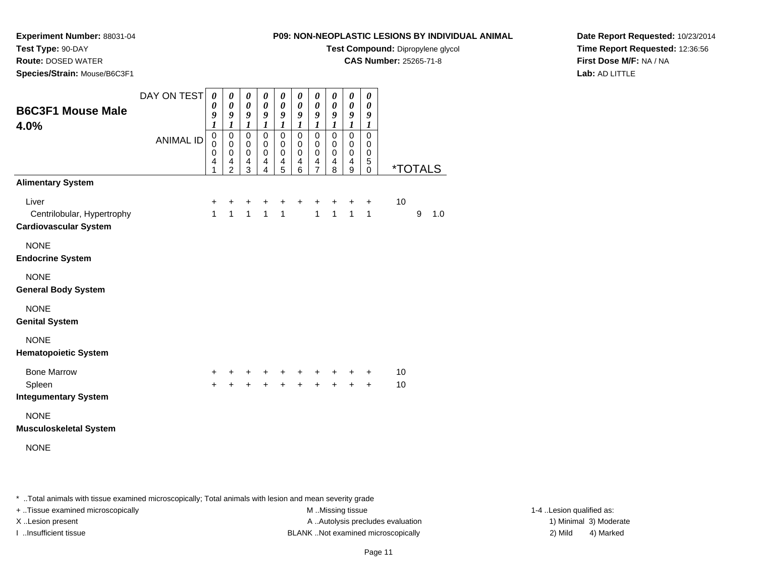**Experiment Number:** 88031-04
**Test Type:** 90-DAY
**Route:** DOSED WATER
**Species/Strain:** Mouse/B6C3F1

**P09: NON-NEOPLASTIC LESIONS BY INDIVIDUAL ANIMAL**
**Test Compound:** Dipropylene glycol
**CAS Number:** 25265-71-8

**Date Report Requested:** 10/23/2014
**Time Report Requested:** 12:36:56
**First Dose M/F:** NA / NA
**Lab:** AD LITTLE

## B6C3F1 Mouse Male 4.0%

| DAY ON TEST | 0091 | 0091 | 0091 | 0091 | 0091 | 0091 | 0091 | 0091 | 0091 | 0091 | | | |
|---|---|---|---|---|---|---|---|---|---|---|---|---|---|
| ANIMAL ID | 00041 | 00042 | 00043 | 00044 | 00045 | 00046 | 00047 | 00048 | 00049 | 00050 | *TOTALS | | |
| **Alimentary System** | | | | | | | | | | | | | |
| Liver | + | + | + | + | + | + | + | + | + | + | 10 | | |
| Centrilobular, Hypertrophy | 1 | 1 | 1 | 1 | 1 | | 1 | 1 | 1 | 1 | | 9 | 1.0 |
| **Cardiovascular System** | | | | | | | | | | | | | |
| NONE | | | | | | | | | | | | | |
| **Endocrine System** | | | | | | | | | | | | | |
| NONE | | | | | | | | | | | | | |
| **General Body System** | | | | | | | | | | | | | |
| NONE | | | | | | | | | | | | | |
| **Genital System** | | | | | | | | | | | | | |
| NONE | | | | | | | | | | | | | |
| **Hematopoietic System** | | | | | | | | | | | | | |
| Bone Marrow | + | + | + | + | + | + | + | + | + | + | 10 | | |
| Spleen | + | + | + | + | + | + | + | + | + | + | 10 | | |
| **Integumentary System** | | | | | | | | | | | | | |
| NONE | | | | | | | | | | | | | |
| **Musculoskeletal System** | | | | | | | | | | | | | |
| NONE | | | | | | | | | | | | | |

* ..Total animals with tissue examined microscopically; Total animals with lesion and mean severity grade

+ ..Tissue examined microscopically
X ..Lesion present
I ..Insufficient tissue

M ..Missing tissue
A ..Autolysis precludes evaluation
BLANK ..Not examined microscopically

1-4 ..Lesion qualified as:
1) Minimal 3) Moderate
2) Mild 4) Marked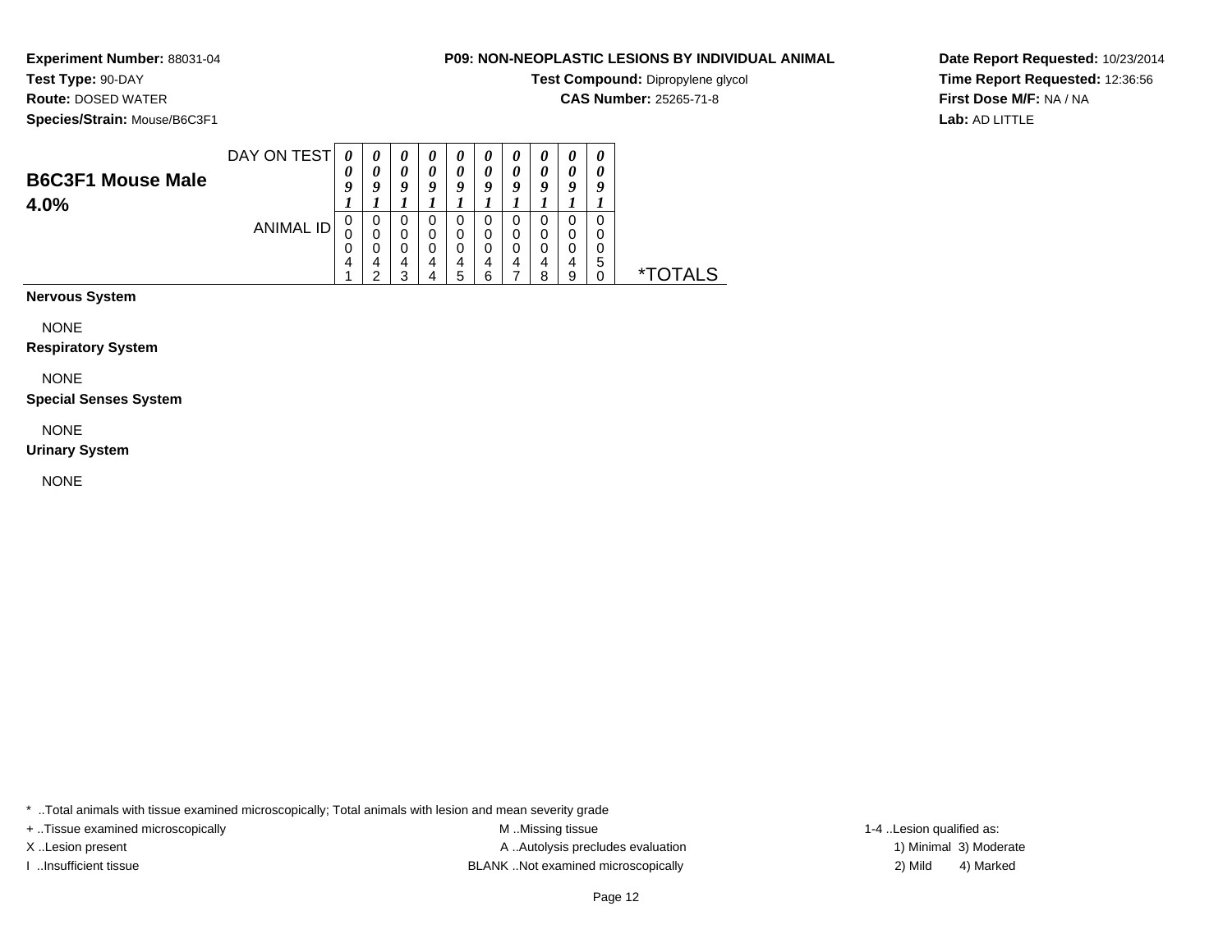**Experiment Number:** 88031-04
**Test Type:** 90-DAY
**Route:** DOSED WATER
**Species/Strain:** Mouse/B6C3F1

**P09: NON-NEOPLASTIC LESIONS BY INDIVIDUAL ANIMAL**
**Test Compound:** Dipropylene glycol
**CAS Number:** 25265-71-8

**Date Report Requested:** 10/23/2014
**Time Report Requested:** 12:36:56
**First Dose M/F:** NA / NA
**Lab:** AD LITTLE

## B6C3F1 Mouse Male 4.0%

| | | | | | | | | | | | |
|---|---|---|---|---|---|---|---|---|---|---|---|
| DAY ON TEST | 0091 | 0091 | 0091 | 0091 | 0091 | 0091 | 0091 | 0091 | 0091 | 0091 | |
| ANIMAL ID | 00041 | 00042 | 00043 | 00044 | 00045 | 00046 | 00047 | 00048 | 00049 | 00050 | *TOTALS |

**Nervous System**

NONE

**Respiratory System**

NONE

**Special Senses System**

NONE

**Urinary System**

NONE

* ..Total animals with tissue examined microscopically; Total animals with lesion and mean severity grade
+ ..Tissue examined microscopically
X ..Lesion present
I ..Insufficient tissue
M ..Missing tissue
A ..Autolysis precludes evaluation
BLANK ..Not examined microscopically
1-4 ..Lesion qualified as:
1) Minimal 3) Moderate
2) Mild 4) Marked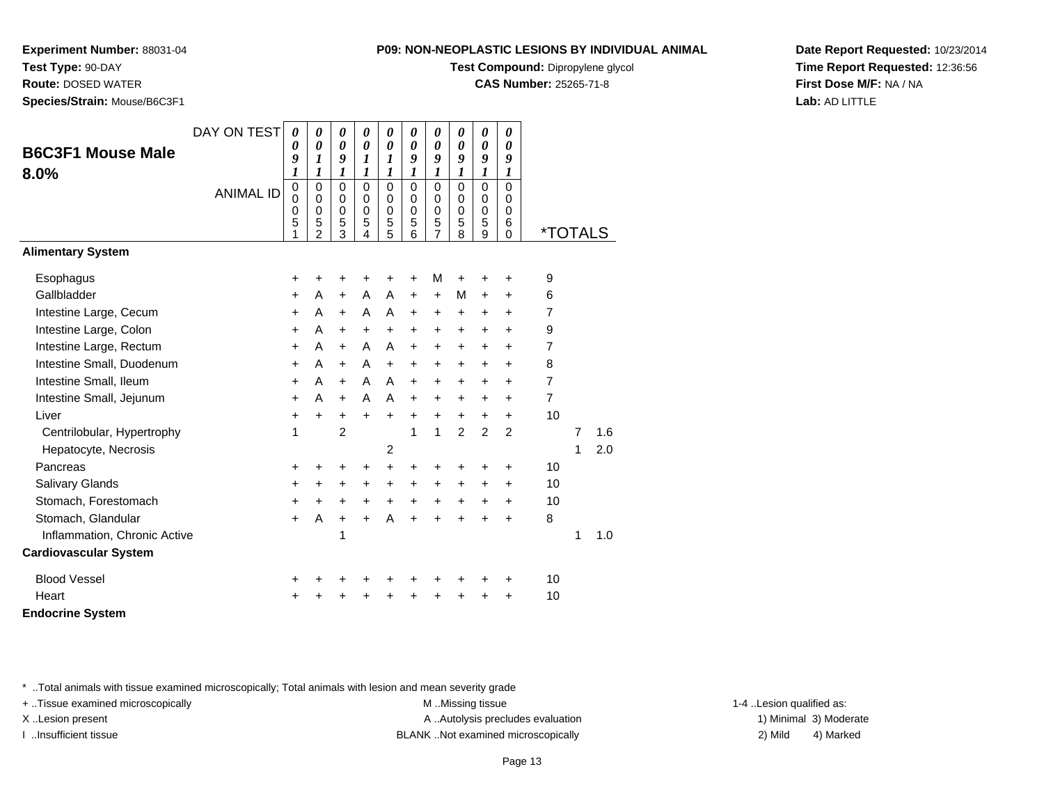**Experiment Number:** 88031-04
**Test Type:** 90-DAY
**Route:** DOSED WATER
**Species/Strain:** Mouse/B6C3F1

**P09: NON-NEOPLASTIC LESIONS BY INDIVIDUAL ANIMAL**
**Test Compound:** Dipropylene glycol
**CAS Number:** 25265-71-8

**Date Report Requested:** 10/23/2014
**Time Report Requested:** 12:36:56
**First Dose M/F:** NA / NA
**Lab:** AD LITTLE

## B6C3F1 Mouse Male 8.0%

| DAY ON TEST | 0091 | 0011 | 0091 | 0011 | 0011 | 0091 | 0091 | 0091 | 0091 | 0091 | | | |
|---|---|---|---|---|---|---|---|---|---|---|---|---|---|
| ANIMAL ID | 00051 | 00052 | 00053 | 00054 | 00055 | 00056 | 00057 | 00058 | 00059 | 00060 | *TOTALS | | |
| **Alimentary System** | | | | | | | | | | | | | |
| Esophagus | + | + | + | + | + | + | M | + | + | + | 9 | | |
| Gallbladder | + | A | + | A | A | + | + | M | + | + | 6 | | |
| Intestine Large, Cecum | + | A | + | A | A | + | + | + | + | + | 7 | | |
| Intestine Large, Colon | + | A | + | + | + | + | + | + | + | + | 9 | | |
| Intestine Large, Rectum | + | A | + | A | A | + | + | + | + | + | 7 | | |
| Intestine Small, Duodenum | + | A | + | A | + | + | + | + | + | + | 8 | | |
| Intestine Small, Ileum | + | A | + | A | A | + | + | + | + | + | 7 | | |
| Intestine Small, Jejunum | + | A | + | A | A | + | + | + | + | + | 7 | | |
| Liver | + | + | + | + | + | + | + | + | + | + | 10 | | |
| Centrilobular, Hypertrophy | 1 | | 2 | | | 1 | 1 | 2 | 2 | 2 | | 7 | 1.6 |
| Hepatocyte, Necrosis | | | | | 2 | | | | | | | 1 | 2.0 |
| Pancreas | + | + | + | + | + | + | + | + | + | + | 10 | | |
| Salivary Glands | + | + | + | + | + | + | + | + | + | + | 10 | | |
| Stomach, Forestomach | + | + | + | + | + | + | + | + | + | + | 10 | | |
| Stomach, Glandular | + | A | + | + | A | + | + | + | + | + | 8 | | |
| Inflammation, Chronic Active | | | 1 | | | | | | | | | 1 | 1.0 |
| **Cardiovascular System** | | | | | | | | | | | | | |
| Blood Vessel | + | + | + | + | + | + | + | + | + | + | 10 | | |
| Heart | + | + | + | + | + | + | + | + | + | + | 10 | | |
| **Endocrine System** | | | | | | | | | | | | | |

* ..Total animals with tissue examined microscopically; Total animals with lesion and mean severity grade
+ ..Tissue examined microscopically
X ..Lesion present
I ..Insufficient tissue

M ..Missing tissue
A ..Autolysis precludes evaluation
BLANK ..Not examined microscopically

1-4 ..Lesion qualified as:
1) Minimal 3) Moderate
2) Mild 4) Marked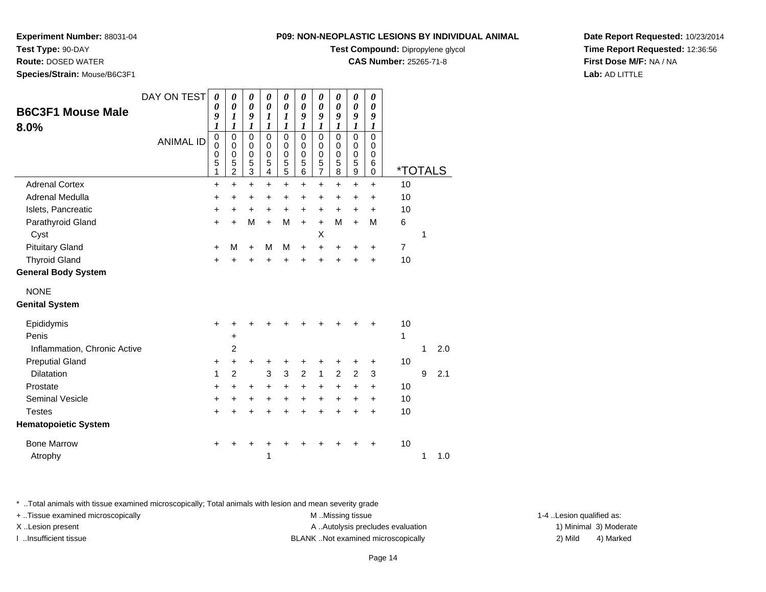**Experiment Number:** 88031-04
**Test Type:** 90-DAY
**Route:** DOSED WATER
**Species/Strain:** Mouse/B6C3F1

**P09: NON-NEOPLASTIC LESIONS BY INDIVIDUAL ANIMAL**
**Test Compound:** Dipropylene glycol
**CAS Number:** 25265-71-8

**Date Report Requested:** 10/23/2014
**Time Report Requested:** 12:36:56
**First Dose M/F:** NA / NA
**Lab:** AD LITTLE

## B6C3F1 Mouse Male 8.0%

| DAY ON TEST | 0091 | 0011 | 0091 | 0011 | 0011 | 0091 | 0091 | 0091 | 0091 | 0091 | | | |
|---|---|---|---|---|---|---|---|---|---|---|---|---|---|
| ANIMAL ID | 00051 | 00052 | 00053 | 00054 | 00055 | 00056 | 00057 | 00058 | 00059 | 00060 | *TOTALS | | |
| Adrenal Cortex | + | + | + | + | + | + | + | + | + | + | 10 | | |
| Adrenal Medulla | + | + | + | + | + | + | + | + | + | + | 10 | | |
| Islets, Pancreatic | + | + | + | + | + | + | + | + | + | + | 10 | | |
| Parathyroid Gland | + | + | M | + | M | + | + | M | + | M | 6 | | |
| Cyst | | | | | | | X | | | | | 1 | |
| Pituitary Gland | + | M | + | M | M | + | + | + | + | + | 7 | | |
| Thyroid Gland | + | + | + | + | + | + | + | + | + | + | 10 | | |
| **General Body System** | | | | | | | | | | | | | |
| NONE | | | | | | | | | | | | | |
| **Genital System** | | | | | | | | | | | | | |
| Epididymis | + | + | + | + | + | + | + | + | + | + | 10 | | |
| Penis | | + | | | | | | | | | 1 | | |
| Inflammation, Chronic Active | | 2 | | | | | | | | | | 1 | 2.0 |
| Preputial Gland | + | + | + | + | + | + | + | + | + | + | 10 | | |
| Dilatation | 1 | 2 | | 3 | 3 | 2 | 1 | 2 | 2 | 3 | | 9 | 2.1 |
| Prostate | + | + | + | + | + | + | + | + | + | + | 10 | | |
| Seminal Vesicle | + | + | + | + | + | + | + | + | + | + | 10 | | |
| Testes | + | + | + | + | + | + | + | + | + | + | 10 | | |
| **Hematopoietic System** | | | | | | | | | | | | | |
| Bone Marrow | + | + | + | + | + | + | + | + | + | + | 10 | | |
| Atrophy | | | | 1 | | | | | | | | 1 | 1.0 |

* ..Total animals with tissue examined microscopically; Total animals with lesion and mean severity grade
+ ..Tissue examined microscopically
X ..Lesion present
I ..Insufficient tissue
M ..Missing tissue
A ..Autolysis precludes evaluation
BLANK ..Not examined microscopically
1-4 ..Lesion qualified as:
1) Minimal 3) Moderate
2) Mild 4) Marked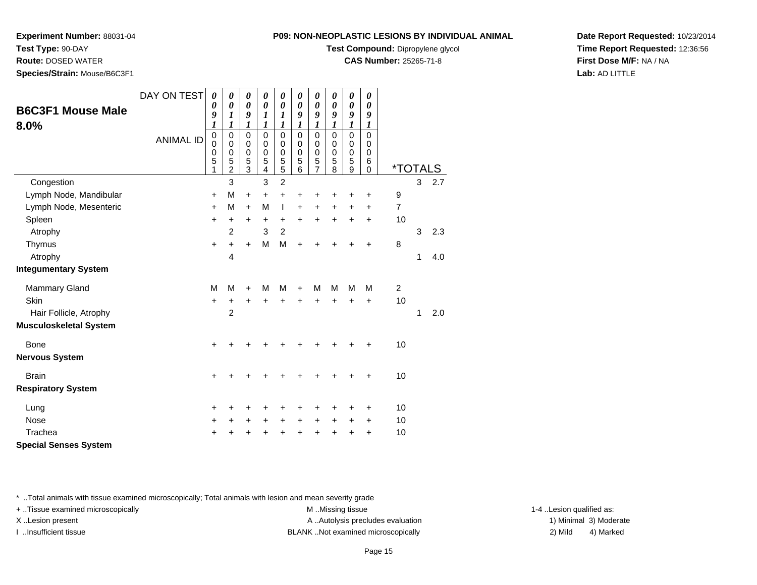**Experiment Number:** 88031-04
**Test Type:** 90-DAY
**Route:** DOSED WATER
**Species/Strain:** Mouse/B6C3F1

**P09: NON-NEOPLASTIC LESIONS BY INDIVIDUAL ANIMAL**
**Test Compound:** Dipropylene glycol
**CAS Number:** 25265-71-8

**Date Report Requested:** 10/23/2014
**Time Report Requested:** 12:36:56
**First Dose M/F:** NA / NA
**Lab:** AD LITTLE

## B6C3F1 Mouse Male 8.0%

| DAY ON TEST | 0091 | 0011 | 0091 | 0011 | 0011 | 0091 | 0091 | 0091 | 0091 | 0091 | *TOTALS | | |
|---|---|---|---|---|---|---|---|---|---|---|---|---|---|
| ANIMAL ID | 00051 | 00052 | 00053 | 00054 | 00055 | 00056 | 00057 | 00058 | 00059 | 00060 | | | |
| Congestion | | 3 | | 3 | 2 | | | | | | | 3 | 2.7 |
| Lymph Node, Mandibular | + | M | + | + | + | + | + | + | + | + | 9 | | |
| Lymph Node, Mesenteric | + | M | + | M | I | + | + | + | + | + | 7 | | |
| Spleen | + | + | + | + | + | + | + | + | + | + | 10 | | |
| Atrophy | | 2 | | 3 | 2 | | | | | | | 3 | 2.3 |
| Thymus | + | + | + | M | M | + | + | + | + | + | 8 | | |
| Atrophy | | 4 | | | | | | | | | | 1 | 4.0 |
| **Integumentary System** | | | | | | | | | | | | | |
| Mammary Gland | M | M | + | M | M | + | M | M | M | M | 2 | | |
| Skin | + | + | + | + | + | + | + | + | + | + | 10 | | |
| Hair Follicle, Atrophy | | 2 | | | | | | | | | | 1 | 2.0 |
| **Musculoskeletal System** | | | | | | | | | | | | | |
| Bone | + | + | + | + | + | + | + | + | + | + | 10 | | |
| **Nervous System** | | | | | | | | | | | | | |
| Brain | + | + | + | + | + | + | + | + | + | + | 10 | | |
| **Respiratory System** | | | | | | | | | | | | | |
| Lung | + | + | + | + | + | + | + | + | + | + | 10 | | |
| Nose | + | + | + | + | + | + | + | + | + | + | 10 | | |
| Trachea | + | + | + | + | + | + | + | + | + | + | 10 | | |
| **Special Senses System** | | | | | | | | | | | | | |

* ..Total animals with tissue examined microscopically; Total animals with lesion and mean severity grade
+ ..Tissue examined microscopically
X ..Lesion present
I ..Insufficient tissue

M ..Missing tissue
A ..Autolysis precludes evaluation
BLANK ..Not examined microscopically

1-4 ..Lesion qualified as:
1) Minimal 3) Moderate
2) Mild 4) Marked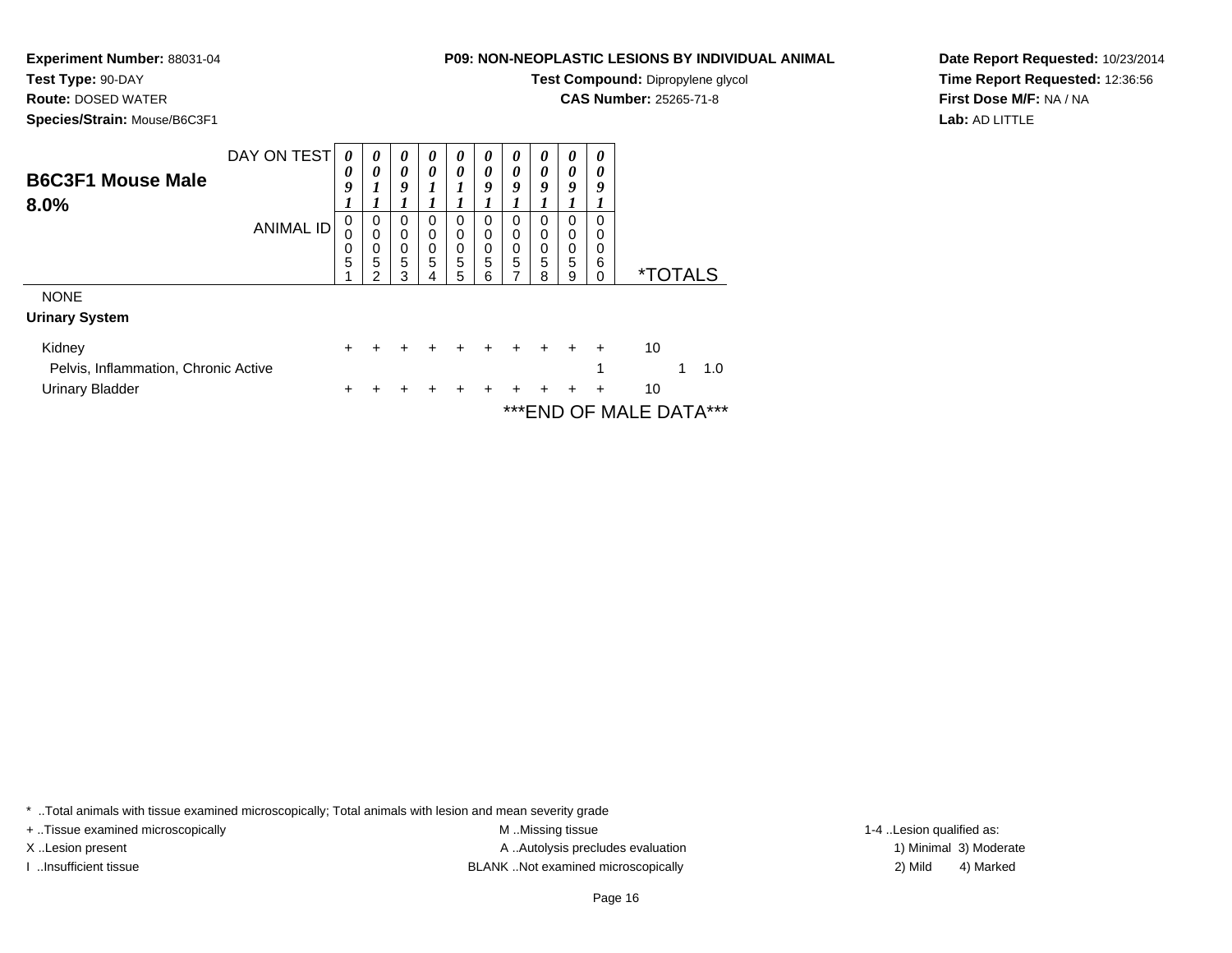**Experiment Number:** 88031-04
**Test Type:** 90-DAY
**Route:** DOSED WATER
**Species/Strain:** Mouse/B6C3F1

**P09: NON-NEOPLASTIC LESIONS BY INDIVIDUAL ANIMAL**
**Test Compound:** Dipropylene glycol
**CAS Number:** 25265-71-8

**Date Report Requested:** 10/23/2014
**Time Report Requested:** 12:36:56
**First Dose M/F:** NA / NA
**Lab:** AD LITTLE

## B6C3F1 Mouse Male 8.0%

| DAY ON TEST | 0091 | 0011 | 0091 | 0011 | 0011 | 0091 | 0091 | 0091 | 0091 | 0091 | | | |
|---|---|---|---|---|---|---|---|---|---|---|---|---|---|
| ANIMAL ID | 00051 | 00052 | 00053 | 00054 | 00055 | 00056 | 00057 | 00058 | 00059 | 00060 | *TOTALS | | |
| NONE | | | | | | | | | | | | | |
| **Urinary System** | | | | | | | | | | | | | |
| Kidney | + | + | + | + | + | + | + | + | + | + | 10 | | |
| Pelvis, Inflammation, Chronic Active | | | | | | | | | | 1 | | 1 | 1.0 |
| Urinary Bladder | + | + | + | + | + | + | + | + | + | + | 10 | | |

***END OF MALE DATA***

* ..Total animals with tissue examined microscopically; Total animals with lesion and mean severity grade
+ ..Tissue examined microscopically
X ..Lesion present
I ..Insufficient tissue
M ..Missing tissue
A ..Autolysis precludes evaluation
BLANK ..Not examined microscopically
1-4 ..Lesion qualified as:
1) Minimal 3) Moderate
2) Mild 4) Marked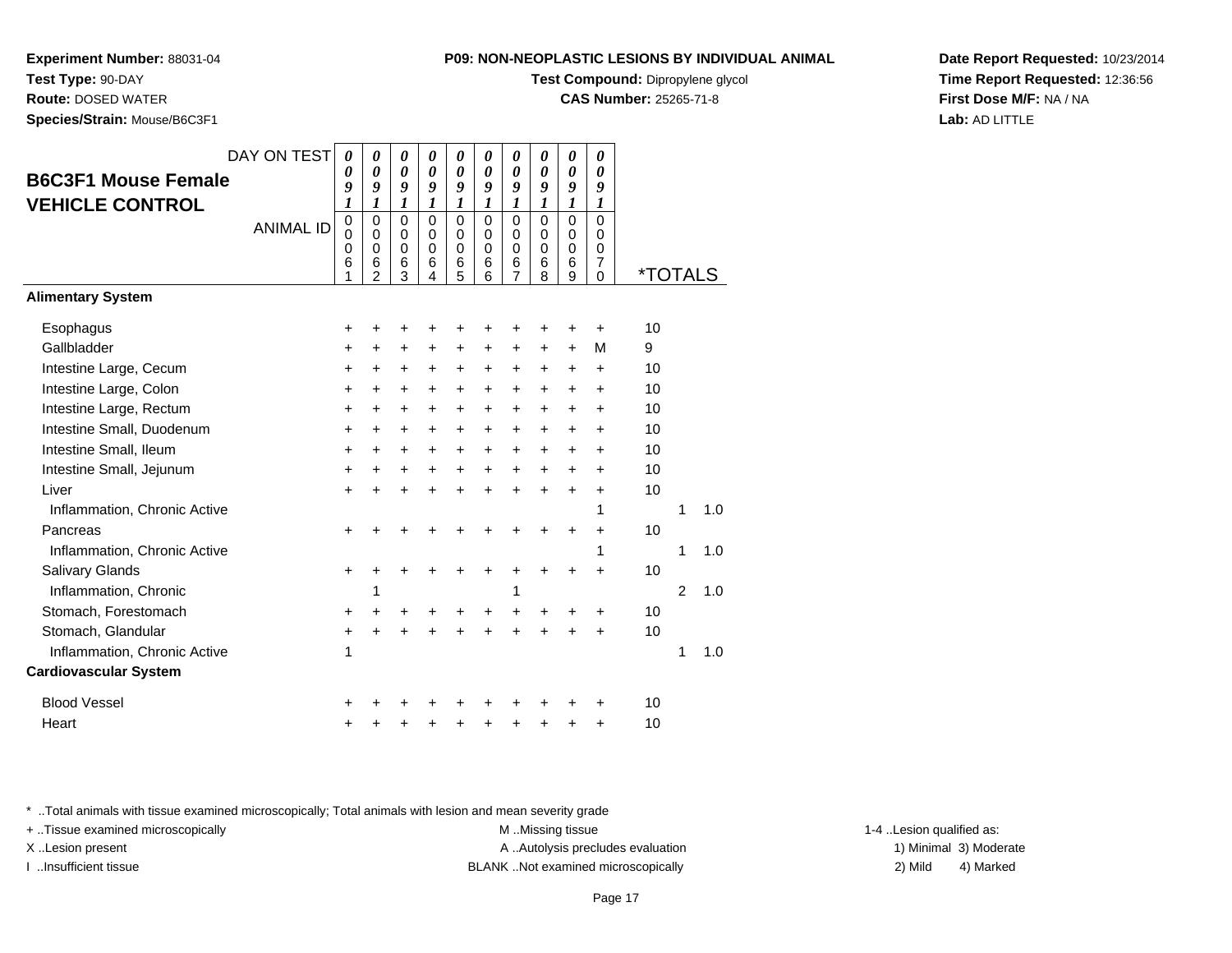**Experiment Number:** 88031-04
**Test Type:** 90-DAY
**Route:** DOSED WATER
**Species/Strain:** Mouse/B6C3F1

**P09: NON-NEOPLASTIC LESIONS BY INDIVIDUAL ANIMAL**
**Test Compound:** Dipropylene glycol
**CAS Number:** 25265-71-8

**Date Report Requested:** 10/23/2014
**Time Report Requested:** 12:36:56
**First Dose M/F:** NA / NA
**Lab:** AD LITTLE

## B6C3F1 Mouse Female VEHICLE CONTROL

| DAY ON TEST | 0091 | 0091 | 0091 | 0091 | 0091 | 0091 | 0091 | 0091 | 0091 | 0091 | | | |
|---|---|---|---|---|---|---|---|---|---|---|---|---|---|
| ANIMAL ID | 00061 | 00062 | 00063 | 00064 | 00065 | 00066 | 00067 | 00068 | 00069 | 00070 | *TOTALS | | |
| **Alimentary System** | | | | | | | | | | | | | |
| Esophagus | + | + | + | + | + | + | + | + | + | + | 10 | | |
| Gallbladder | + | + | + | + | + | + | + | + | + | M | 9 | | |
| Intestine Large, Cecum | + | + | + | + | + | + | + | + | + | + | 10 | | |
| Intestine Large, Colon | + | + | + | + | + | + | + | + | + | + | 10 | | |
| Intestine Large, Rectum | + | + | + | + | + | + | + | + | + | + | 10 | | |
| Intestine Small, Duodenum | + | + | + | + | + | + | + | + | + | + | 10 | | |
| Intestine Small, Ileum | + | + | + | + | + | + | + | + | + | + | 10 | | |
| Intestine Small, Jejunum | + | + | + | + | + | + | + | + | + | + | 10 | | |
| Liver | + | + | + | + | + | + | + | + | + | + | 10 | | |
| Inflammation, Chronic Active | | | | | | | | | | 1 | | 1 | 1.0 |
| Pancreas | + | + | + | + | + | + | + | + | + | + | 10 | | |
| Inflammation, Chronic Active | | | | | | | | | | 1 | | 1 | 1.0 |
| Salivary Glands | + | + | + | + | + | + | + | + | + | + | 10 | | |
| Inflammation, Chronic | | 1 | | | | | 1 | | | | | 2 | 1.0 |
| Stomach, Forestomach | + | + | + | + | + | + | + | + | + | + | 10 | | |
| Stomach, Glandular | + | + | + | + | + | + | + | + | + | + | 10 | | |
| Inflammation, Chronic Active | 1 | | | | | | | | | | | 1 | 1.0 |
| **Cardiovascular System** | | | | | | | | | | | | | |
| Blood Vessel | + | + | + | + | + | + | + | + | + | + | 10 | | |
| Heart | + | + | + | + | + | + | + | + | + | + | 10 | | |

* ..Total animals with tissue examined microscopically; Total animals with lesion and mean severity grade
+ ..Tissue examined microscopically
X ..Lesion present
I ..Insufficient tissue
M ..Missing tissue
A ..Autolysis precludes evaluation
BLANK ..Not examined microscopically
1-4 ..Lesion qualified as:
1) Minimal 3) Moderate
2) Mild 4) Marked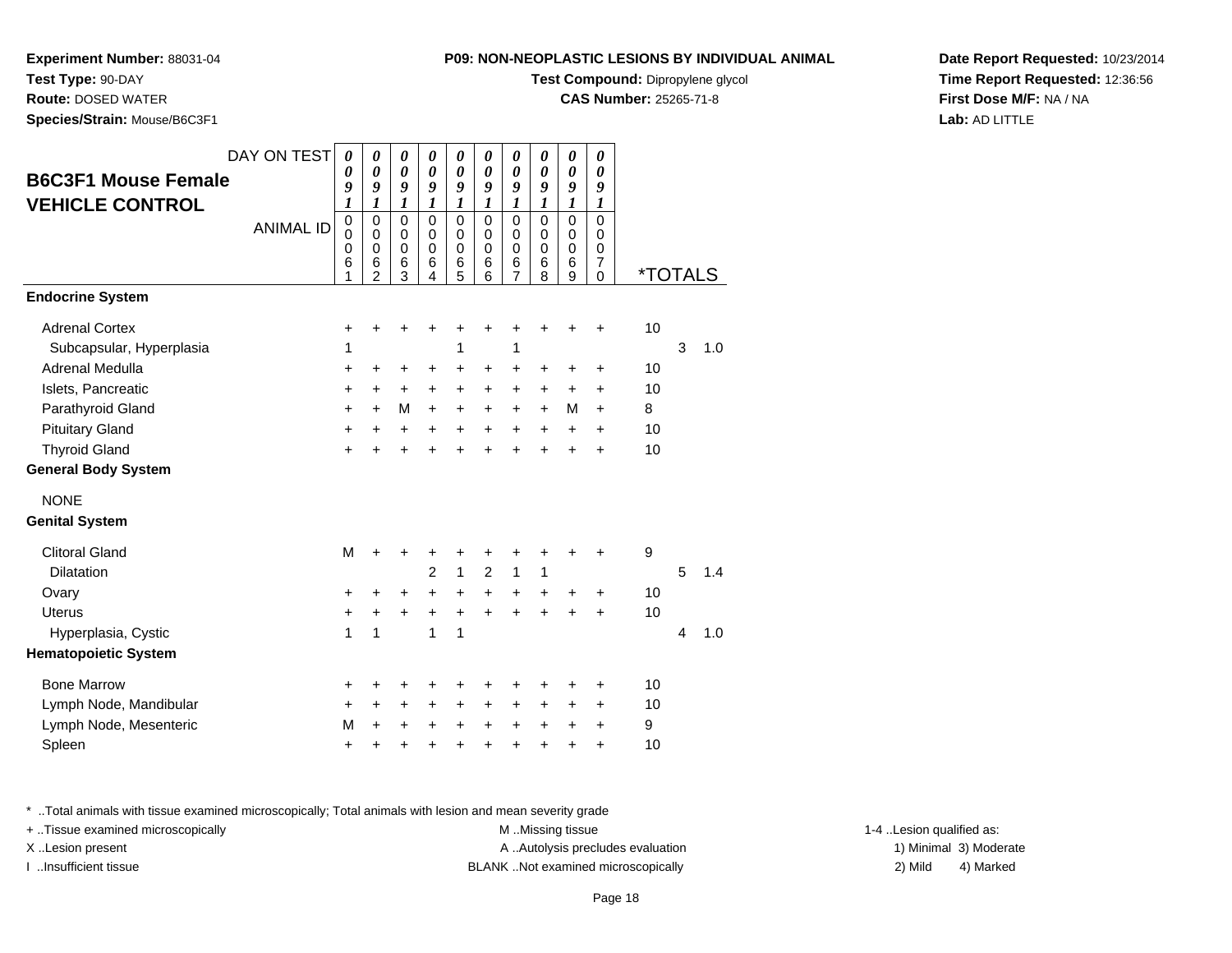**Experiment Number:** 88031-04
**Test Type:** 90-DAY
**Route:** DOSED WATER
**Species/Strain:** Mouse/B6C3F1

**P09: NON-NEOPLASTIC LESIONS BY INDIVIDUAL ANIMAL**
**Test Compound:** Dipropylene glycol
**CAS Number:** 25265-71-8

**Date Report Requested:** 10/23/2014
**Time Report Requested:** 12:36:56
**First Dose M/F:** NA / NA
**Lab:** AD LITTLE

## B6C3F1 Mouse Female VEHICLE CONTROL

| DAY ON TEST | 0091 | 0091 | 0091 | 0091 | 0091 | 0091 | 0091 | 0091 | 0091 | 0091 | | | |
|---|---|---|---|---|---|---|---|---|---|---|---|---|---|
| ANIMAL ID | 00061 | 00062 | 00063 | 00064 | 00065 | 00066 | 00067 | 00068 | 00069 | 00070 | *TOTALS | | |
| **Endocrine System** | | | | | | | | | | | | | |
| Adrenal Cortex | + | + | + | + | + | + | + | + | + | + | 10 | | |
| Subcapsular, Hyperplasia | 1 | | | | 1 | | 1 | | | | | 3 | 1.0 |
| Adrenal Medulla | + | + | + | + | + | + | + | + | + | + | 10 | | |
| Islets, Pancreatic | + | + | + | + | + | + | + | + | + | + | 10 | | |
| Parathyroid Gland | + | + | M | + | + | + | + | + | M | + | 8 | | |
| Pituitary Gland | + | + | + | + | + | + | + | + | + | + | 10 | | |
| Thyroid Gland | + | + | + | + | + | + | + | + | + | + | 10 | | |
| **General Body System** | | | | | | | | | | | | | |
| NONE | | | | | | | | | | | | | |
| **Genital System** | | | | | | | | | | | | | |
| Clitoral Gland | M | + | + | + | + | + | + | + | + | + | 9 | | |
| Dilatation | | | | 2 | 1 | 2 | 1 | 1 | | | | 5 | 1.4 |
| Ovary | + | + | + | + | + | + | + | + | + | + | 10 | | |
| Uterus | + | + | + | + | + | + | + | + | + | + | 10 | | |
| Hyperplasia, Cystic | 1 | 1 | | 1 | 1 | | | | | | | 4 | 1.0 |
| **Hematopoietic System** | | | | | | | | | | | | | |
| Bone Marrow | + | + | + | + | + | + | + | + | + | + | 10 | | |
| Lymph Node, Mandibular | + | + | + | + | + | + | + | + | + | + | 10 | | |
| Lymph Node, Mesenteric | M | + | + | + | + | + | + | + | + | + | 9 | | |
| Spleen | + | + | + | + | + | + | + | + | + | + | 10 | | |

* ..Total animals with tissue examined microscopically; Total animals with lesion and mean severity grade
+ ..Tissue examined microscopically
X ..Lesion present
I ..Insufficient tissue
M ..Missing tissue
A ..Autolysis precludes evaluation
BLANK ..Not examined microscopically
1-4 ..Lesion qualified as: 1) Minimal 2) Mild 3) Moderate 4) Marked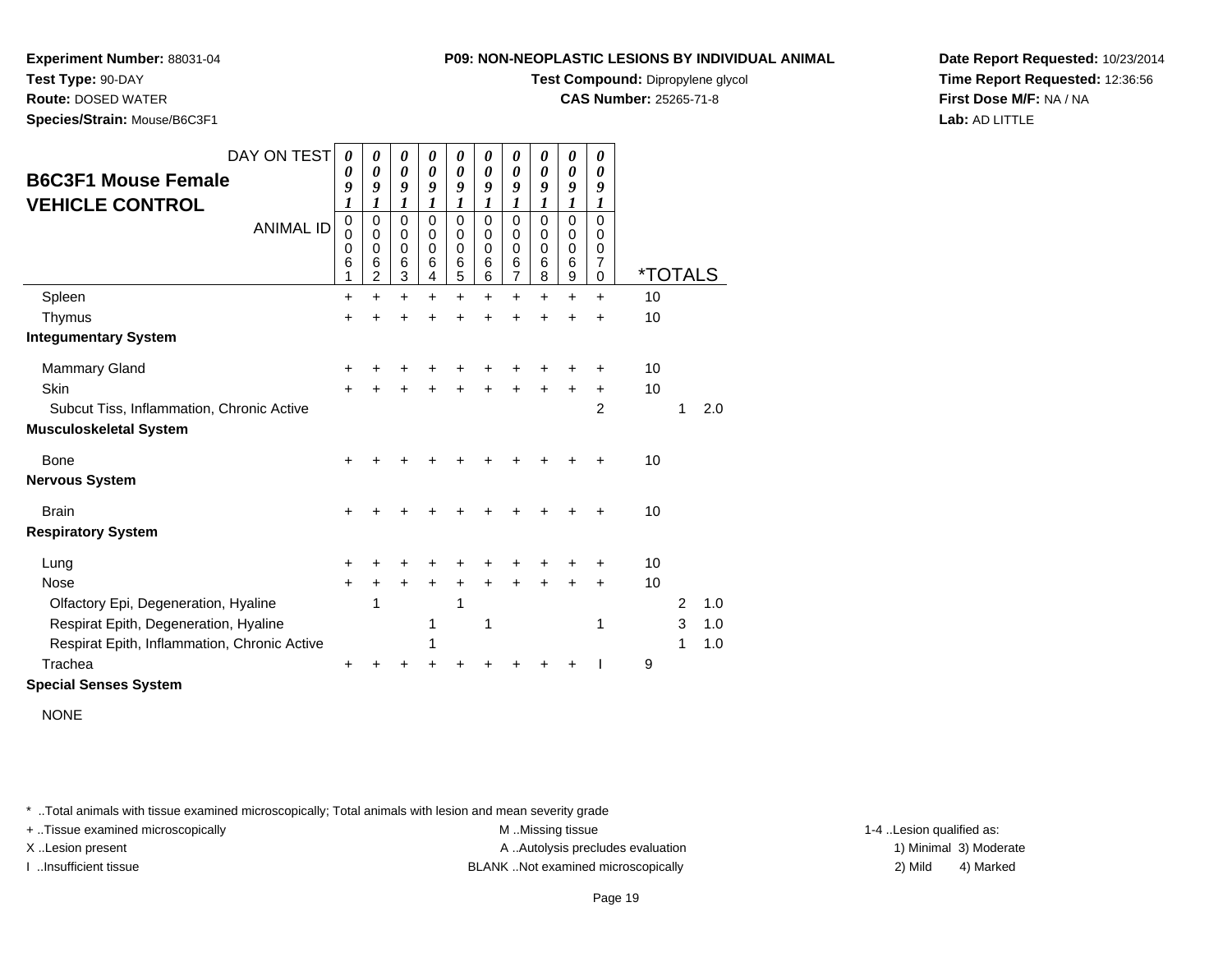**Experiment Number:** 88031-04
**Test Type:** 90-DAY
**Route:** DOSED WATER
**Species/Strain:** Mouse/B6C3F1

**P09: NON-NEOPLASTIC LESIONS BY INDIVIDUAL ANIMAL**
**Test Compound:** Dipropylene glycol
**CAS Number:** 25265-71-8

**Date Report Requested:** 10/23/2014
**Time Report Requested:** 12:36:56
**First Dose M/F:** NA / NA
**Lab:** AD LITTLE

## B6C3F1 Mouse Female VEHICLE CONTROL

| DAY ON TEST | 0091 | 0091 | 0091 | 0091 | 0091 | 0091 | 0091 | 0091 | 0091 | 0091 | | | |
|---|---|---|---|---|---|---|---|---|---|---|---|---|---|
| ANIMAL ID | 00061 | 00062 | 00063 | 00064 | 00065 | 00066 | 00067 | 00068 | 00069 | 00070 | *TOTALS | | |
| Spleen | + | + | + | + | + | + | + | + | + | + | 10 | | |
| Thymus | + | + | + | + | + | + | + | + | + | + | 10 | | |
| **Integumentary System** | | | | | | | | | | | | | |
| Mammary Gland | + | + | + | + | + | + | + | + | + | + | 10 | | |
| Skin | + | + | + | + | + | + | + | + | + | + | 10 | | |
| Subcut Tiss, Inflammation, Chronic Active | | | | | | | | | | 2 | | 1 | 2.0 |
| **Musculoskeletal System** | | | | | | | | | | | | | |
| Bone | + | + | + | + | + | + | + | + | + | + | 10 | | |
| **Nervous System** | | | | | | | | | | | | | |
| Brain | + | + | + | + | + | + | + | + | + | + | 10 | | |
| **Respiratory System** | | | | | | | | | | | | | |
| Lung | + | + | + | + | + | + | + | + | + | + | 10 | | |
| Nose | + | + | + | + | + | + | + | + | + | + | 10 | | |
| Olfactory Epi, Degeneration, Hyaline | | 1 | | | 1 | | | | | | | 2 | 1.0 |
| Respirat Epith, Degeneration, Hyaline | | | | 1 | | 1 | | | | 1 | | 3 | 1.0 |
| Respirat Epith, Inflammation, Chronic Active | | | | 1 | | | | | | | | 1 | 1.0 |
| Trachea | + | + | + | + | + | + | + | + | + | I | 9 | | |
| **Special Senses System** | | | | | | | | | | | | | |
| NONE | | | | | | | | | | | | | |

* ..Total animals with tissue examined microscopically; Total animals with lesion and mean severity grade
+ ..Tissue examined microscopically
X ..Lesion present
I ..Insufficient tissue
M ..Missing tissue
A ..Autolysis precludes evaluation
BLANK ..Not examined microscopically
1-4 ..Lesion qualified as:
1) Minimal 2) Mild 3) Moderate 4) Marked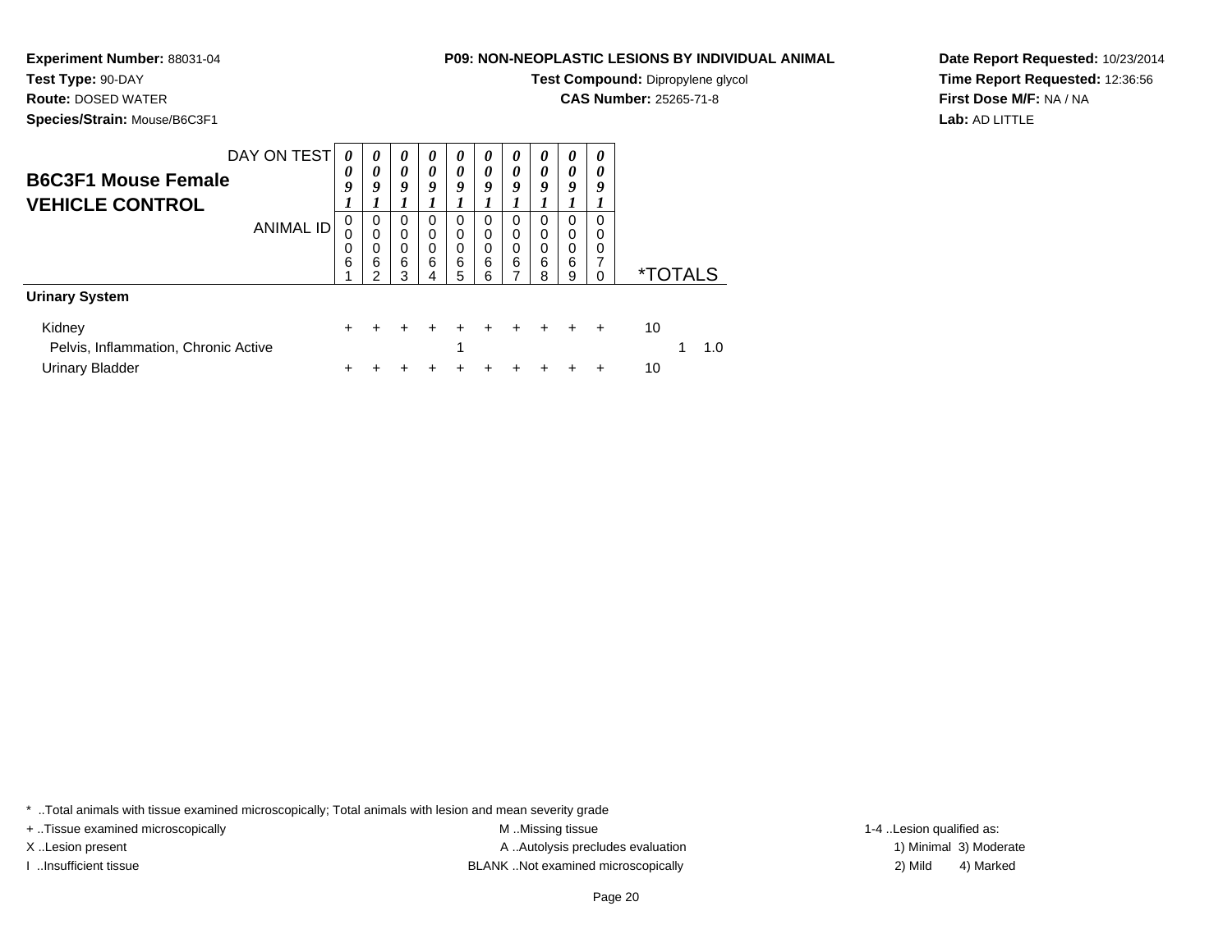**Experiment Number:** 88031-04
**Test Type:** 90-DAY
**Route:** DOSED WATER
**Species/Strain:** Mouse/B6C3F1

**P09: NON-NEOPLASTIC LESIONS BY INDIVIDUAL ANIMAL**
**Test Compound:** Dipropylene glycol
**CAS Number:** 25265-71-8

**Date Report Requested:** 10/23/2014
**Time Report Requested:** 12:36:56
**First Dose M/F:** NA / NA
**Lab:** AD LITTLE

## B6C3F1 Mouse Female VEHICLE CONTROL

| DAY ON TEST | 0091 | 0091 | 0091 | 0091 | 0091 | 0091 | 0091 | 0091 | 0091 | 0091 | | | |
|---|---|---|---|---|---|---|---|---|---|---|---|---|---|
| ANIMAL ID | 00061 | 00062 | 00063 | 00064 | 00065 | 00066 | 00067 | 00068 | 00069 | 00070 | *TOTALS | | |
| **Urinary System** | | | | | | | | | | | | | |
| Kidney | + | + | + | + | + | + | + | + | + | + | 10 | | |
| Pelvis, Inflammation, Chronic Active | | | | | 1 | | | | | | | 1 | 1.0 |
| Urinary Bladder | + | + | + | + | + | + | + | + | + | + | 10 | | |

* ..Total animals with tissue examined microscopically; Total animals with lesion and mean severity grade
+ ..Tissue examined microscopically
X ..Lesion present
I ..Insufficient tissue
M ..Missing tissue
A ..Autolysis precludes evaluation
BLANK ..Not examined microscopically
1-4 ..Lesion qualified as:
1) Minimal 3) Moderate
2) Mild 4) Marked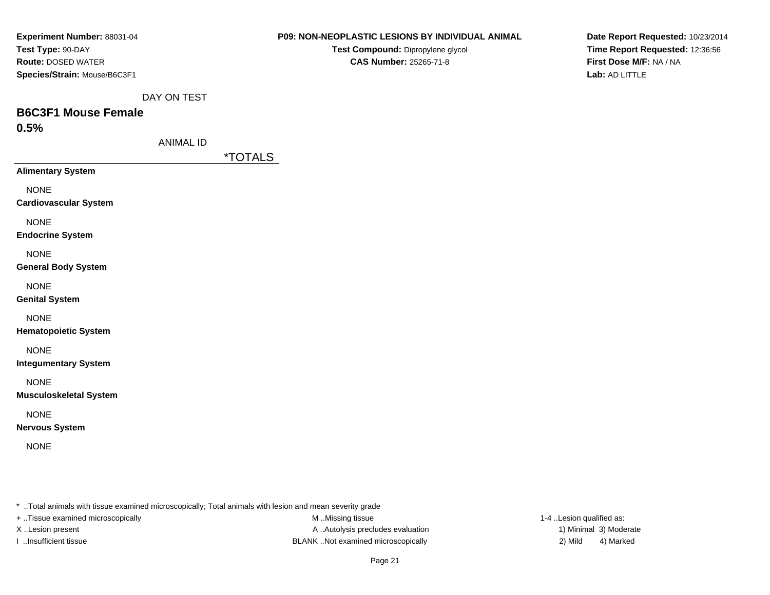**Experiment Number:** 88031-04
**Test Type:** 90-DAY
**Route:** DOSED WATER
**Species/Strain:** Mouse/B6C3F1

**P09: NON-NEOPLASTIC LESIONS BY INDIVIDUAL ANIMAL**
**Test Compound:** Dipropylene glycol
**CAS Number:** 25265-71-8

**Date Report Requested:** 10/23/2014
**Time Report Requested:** 12:36:56
**First Dose M/F:** NA / NA
**Lab:** AD LITTLE

DAY ON TEST

## B6C3F1 Mouse Female
## 0.5%

ANIMAL ID

*TOTALS

**Alimentary System**

NONE

**Cardiovascular System**

NONE

**Endocrine System**

NONE

**General Body System**

NONE

**Genital System**

NONE

**Hematopoietic System**

NONE

**Integumentary System**

NONE

**Musculoskeletal System**

NONE

**Nervous System**

NONE

* ..Total animals with tissue examined microscopically; Total animals with lesion and mean severity grade
+ ..Tissue examined microscopically
X ..Lesion present
I ..Insufficient tissue
M ..Missing tissue
A ..Autolysis precludes evaluation
BLANK ..Not examined microscopically
1-4 ..Lesion qualified as:
1) Minimal 3) Moderate
2) Mild 4) Marked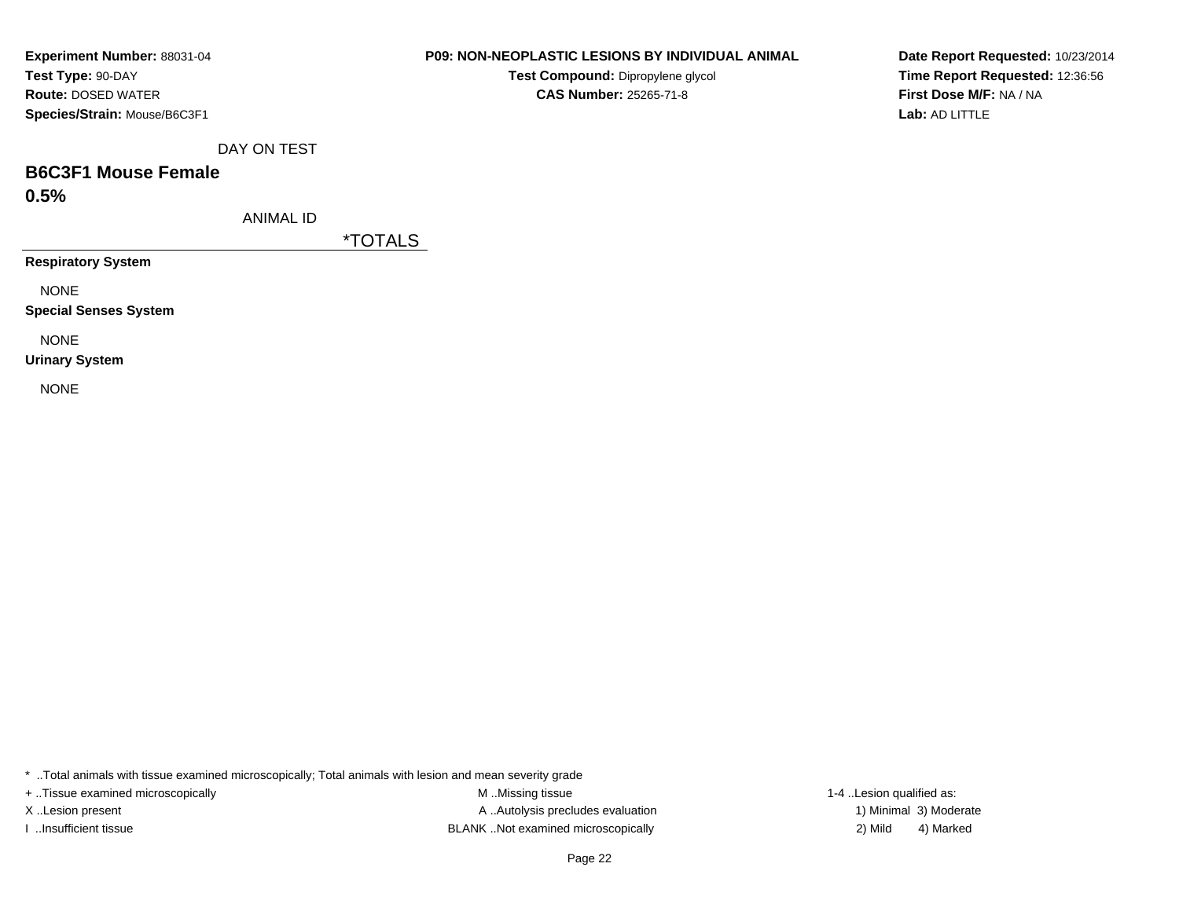**Experiment Number:** 88031-04
**Test Type:** 90-DAY
**Route:** DOSED WATER
**Species/Strain:** Mouse/B6C3F1

**P09: NON-NEOPLASTIC LESIONS BY INDIVIDUAL ANIMAL**
**Test Compound:** Dipropylene glycol
**CAS Number:** 25265-71-8

**Date Report Requested:** 10/23/2014
**Time Report Requested:** 12:36:56
**First Dose M/F:** NA / NA
**Lab:** AD LITTLE

DAY ON TEST

## B6C3F1 Mouse Female

## 0.5%

ANIMAL ID

| | *TOTALS |
|---|---|
| **Respiratory System** | |
| NONE | |
| **Special Senses System** | |
| NONE | |
| **Urinary System** | |
| NONE | |

* ..Total animals with tissue examined microscopically; Total animals with lesion and mean severity grade

+ ..Tissue examined microscopically
X ..Lesion present
I ..Insufficient tissue

M ..Missing tissue
A ..Autolysis precludes evaluation
BLANK ..Not examined microscopically

1-4 ..Lesion qualified as:
1) Minimal 3) Moderate
2) Mild 4) Marked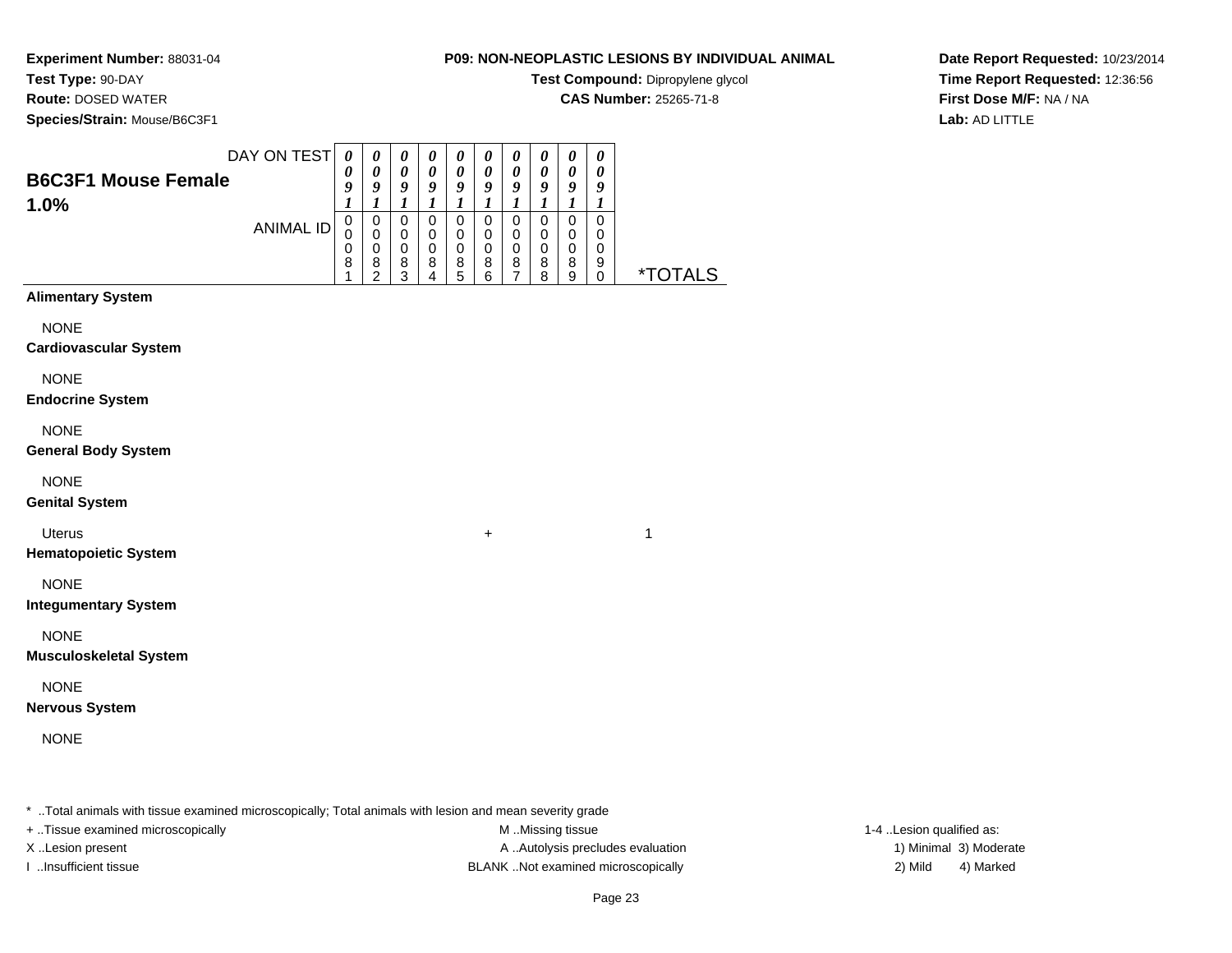**Experiment Number:** 88031-04
**Test Type:** 90-DAY
**Route:** DOSED WATER
**Species/Strain:** Mouse/B6C3F1

**P09: NON-NEOPLASTIC LESIONS BY INDIVIDUAL ANIMAL**
**Test Compound:** Dipropylene glycol
**CAS Number:** 25265-71-8

**Date Report Requested:** 10/23/2014
**Time Report Requested:** 12:36:56
**First Dose M/F:** NA / NA
**Lab:** AD LITTLE

| B6C3F1 Mouse Female 1.0% | | | | | | | | | | | |
|---|---|---|---|---|---|---|---|---|---|---|---|
| DAY ON TEST | 0091 | 0091 | 0091 | 0091 | 0091 | 0091 | 0091 | 0091 | 0091 | 0091 | |
| ANIMAL ID | 00081 | 00082 | 00083 | 00084 | 00085 | 00086 | 00087 | 00088 | 00089 | 00090 | *TOTALS |
| **Alimentary System** | | | | | | | | | | | |
| NONE | | | | | | | | | | | |
| **Cardiovascular System** | | | | | | | | | | | |
| NONE | | | | | | | | | | | |
| **Endocrine System** | | | | | | | | | | | |
| NONE | | | | | | | | | | | |
| **General Body System** | | | | | | | | | | | |
| NONE | | | | | | | | | | | |
| **Genital System** | | | | | | | | | | | |
| Uterus | | | | | | + | | | | | 1 |
| **Hematopoietic System** | | | | | | | | | | | |
| NONE | | | | | | | | | | | |
| **Integumentary System** | | | | | | | | | | | |
| NONE | | | | | | | | | | | |
| **Musculoskeletal System** | | | | | | | | | | | |
| NONE | | | | | | | | | | | |
| **Nervous System** | | | | | | | | | | | |
| NONE | | | | | | | | | | | |

* ..Total animals with tissue examined microscopically; Total animals with lesion and mean severity grade
+ ..Tissue examined microscopically
X ..Lesion present
I ..Insufficient tissue

M ..Missing tissue
A ..Autolysis precludes evaluation
BLANK ..Not examined microscopically

1-4 ..Lesion qualified as:
1) Minimal 3) Moderate
2) Mild 4) Marked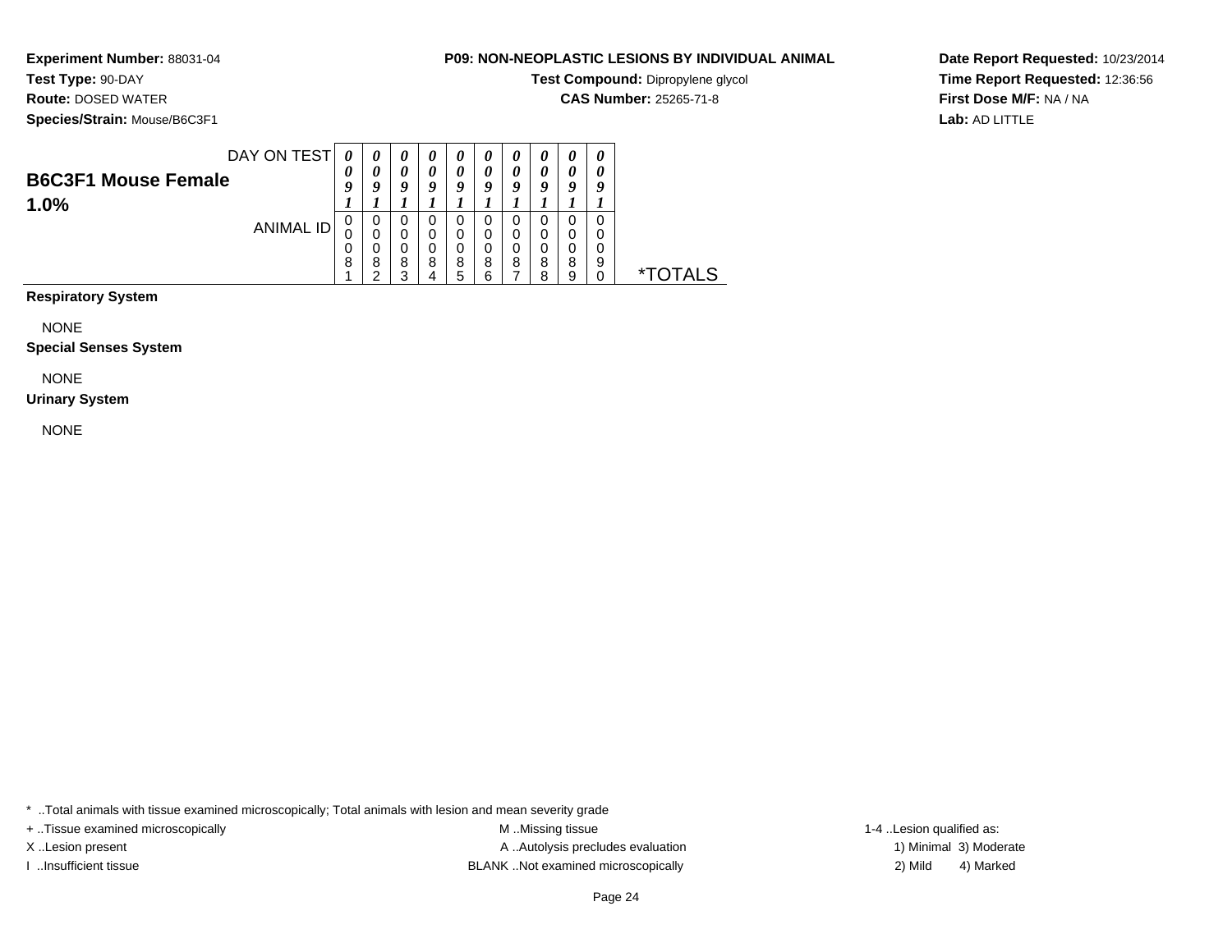**Experiment Number:** 88031-04
**Test Type:** 90-DAY
**Route:** DOSED WATER
**Species/Strain:** Mouse/B6C3F1

**P09: NON-NEOPLASTIC LESIONS BY INDIVIDUAL ANIMAL**
**Test Compound:** Dipropylene glycol
**CAS Number:** 25265-71-8

**Date Report Requested:** 10/23/2014
**Time Report Requested:** 12:36:56
**First Dose M/F:** NA / NA
**Lab:** AD LITTLE

## B6C3F1 Mouse Female
## 1.0%

| DAY ON TEST | 0091 | 0091 | 0091 | 0091 | 0091 | 0091 | 0091 | 0091 | 0091 | 0091 | |
|---|---|---|---|---|---|---|---|---|---|---|---|
| ANIMAL ID | 00081 | 00082 | 00083 | 00084 | 00085 | 00086 | 00087 | 00088 | 00089 | 00090 | *TOTALS |

**Respiratory System**

NONE

**Special Senses System**

NONE

**Urinary System**

NONE

* ..Total animals with tissue examined microscopically; Total animals with lesion and mean severity grade
+ ..Tissue examined microscopically
X ..Lesion present
I ..Insufficient tissue
M ..Missing tissue
A ..Autolysis precludes evaluation
BLANK ..Not examined microscopically
1-4 ..Lesion qualified as:
1) Minimal 3) Moderate
2) Mild 4) Marked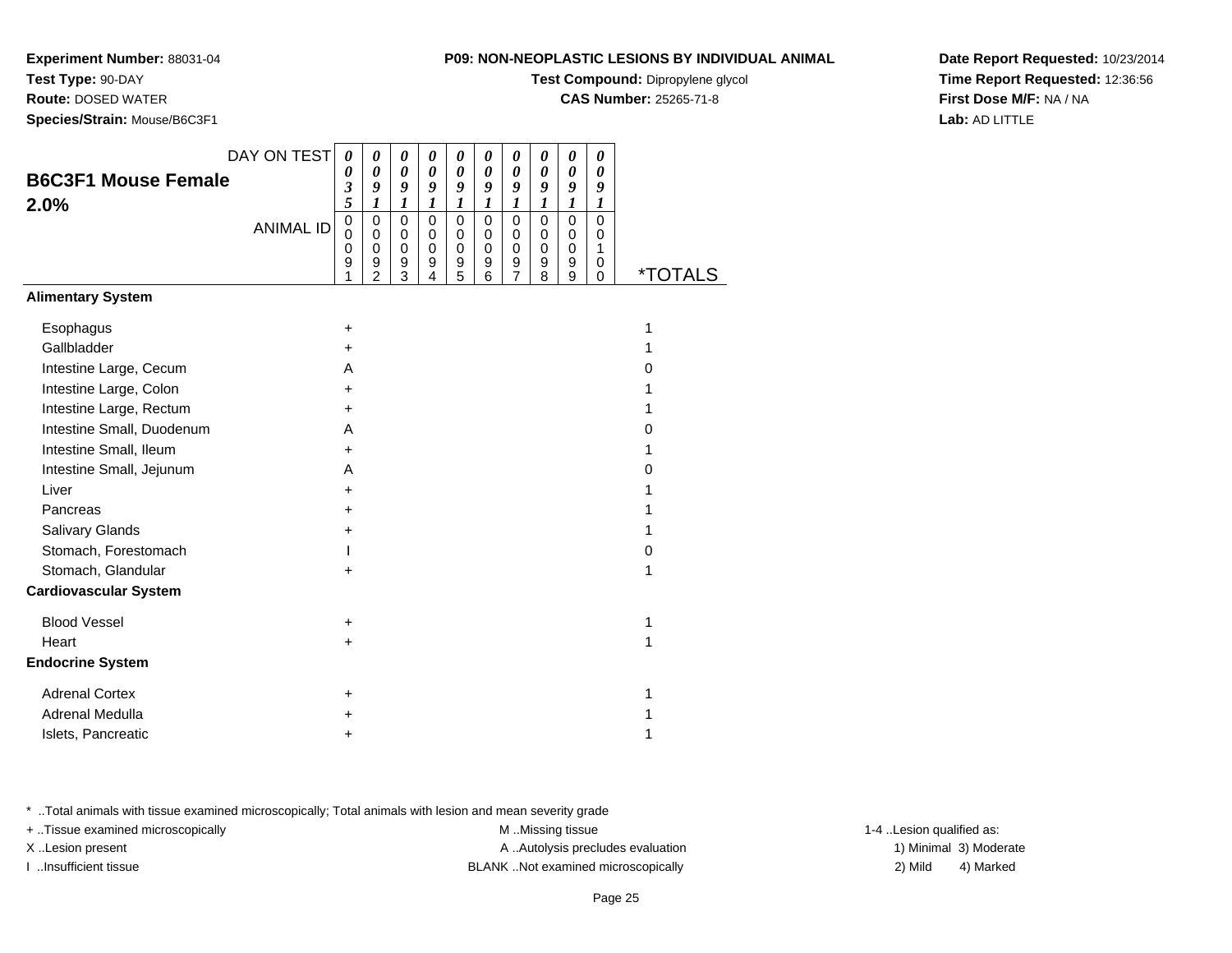**Experiment Number:** 88031-04
**Test Type:** 90-DAY
**Route:** DOSED WATER
**Species/Strain:** Mouse/B6C3F1

**P09: NON-NEOPLASTIC LESIONS BY INDIVIDUAL ANIMAL**
**Test Compound:** Dipropylene glycol
**CAS Number:** 25265-71-8

**Date Report Requested:** 10/23/2014
**Time Report Requested:** 12:36:56
**First Dose M/F:** NA / NA
**Lab:** AD LITTLE

## B6C3F1 Mouse Female 2.0%

| DAY ON TEST | 0035 | 0091 | 0091 | 0091 | 0091 | 0091 | 0091 | 0091 | 0091 | 0091 | |
|---|---|---|---|---|---|---|---|---|---|---|---|
| ANIMAL ID | 00091 | 00092 | 00093 | 00094 | 00095 | 00096 | 00097 | 00098 | 00099 | 00100 | *TOTALS |
| **Alimentary System** | | | | | | | | | | | |
| Esophagus | + | | | | | | | | | | 1 |
| Gallbladder | + | | | | | | | | | | 1 |
| Intestine Large, Cecum | A | | | | | | | | | | 0 |
| Intestine Large, Colon | + | | | | | | | | | | 1 |
| Intestine Large, Rectum | + | | | | | | | | | | 1 |
| Intestine Small, Duodenum | A | | | | | | | | | | 0 |
| Intestine Small, Ileum | + | | | | | | | | | | 1 |
| Intestine Small, Jejunum | A | | | | | | | | | | 0 |
| Liver | + | | | | | | | | | | 1 |
| Pancreas | + | | | | | | | | | | 1 |
| Salivary Glands | + | | | | | | | | | | 1 |
| Stomach, Forestomach | I | | | | | | | | | | 0 |
| Stomach, Glandular | + | | | | | | | | | | 1 |
| **Cardiovascular System** | | | | | | | | | | | |
| Blood Vessel | + | | | | | | | | | | 1 |
| Heart | + | | | | | | | | | | 1 |
| **Endocrine System** | | | | | | | | | | | |
| Adrenal Cortex | + | | | | | | | | | | 1 |
| Adrenal Medulla | + | | | | | | | | | | 1 |
| Islets, Pancreatic | + | | | | | | | | | | 1 |

* ..Total animals with tissue examined microscopically; Total animals with lesion and mean severity grade
+ ..Tissue examined microscopically
X ..Lesion present
I ..Insufficient tissue
M ..Missing tissue
A ..Autolysis precludes evaluation
BLANK ..Not examined microscopically
1-4 ..Lesion qualified as:
1) Minimal 3) Moderate
2) Mild 4) Marked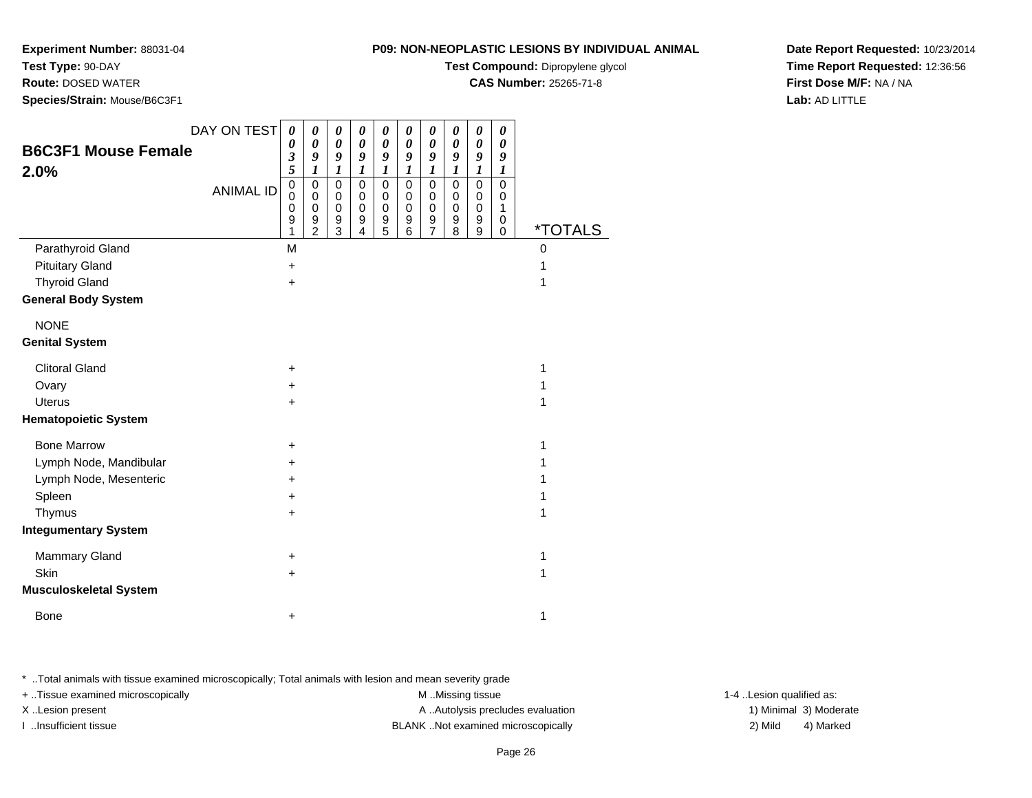**Experiment Number:** 88031-04
**Test Type:** 90-DAY
**Route:** DOSED WATER
**Species/Strain:** Mouse/B6C3F1

**P09: NON-NEOPLASTIC LESIONS BY INDIVIDUAL ANIMAL**
**Test Compound:** Dipropylene glycol
**CAS Number:** 25265-71-8

**Date Report Requested:** 10/23/2014
**Time Report Requested:** 12:36:56
**First Dose M/F:** NA / NA
**Lab:** AD LITTLE

## B6C3F1 Mouse Female 2.0%

| DAY ON TEST | 0035 | 0091 | 0091 | 0091 | 0091 | 0091 | 0091 | 0091 | 0091 | 0091 | |
|---|---|---|---|---|---|---|---|---|---|---|---|
| ANIMAL ID | 00091 | 00092 | 00093 | 00094 | 00095 | 00096 | 00097 | 00098 | 00099 | 00100 | *TOTALS |
| Parathyroid Gland | M | | | | | | | | | | 0 |
| Pituitary Gland | + | | | | | | | | | | 1 |
| Thyroid Gland | + | | | | | | | | | | 1 |
| **General Body System** | | | | | | | | | | | |
| NONE | | | | | | | | | | | |
| **Genital System** | | | | | | | | | | | |
| Clitoral Gland | + | | | | | | | | | | 1 |
| Ovary | + | | | | | | | | | | 1 |
| Uterus | + | | | | | | | | | | 1 |
| **Hematopoietic System** | | | | | | | | | | | |
| Bone Marrow | + | | | | | | | | | | 1 |
| Lymph Node, Mandibular | + | | | | | | | | | | 1 |
| Lymph Node, Mesenteric | + | | | | | | | | | | 1 |
| Spleen | + | | | | | | | | | | 1 |
| Thymus | + | | | | | | | | | | 1 |
| **Integumentary System** | | | | | | | | | | | |
| Mammary Gland | + | | | | | | | | | | 1 |
| Skin | + | | | | | | | | | | 1 |
| **Musculoskeletal System** | | | | | | | | | | | |
| Bone | + | | | | | | | | | | 1 |

* ..Total animals with tissue examined microscopically; Total animals with lesion and mean severity grade
+ ..Tissue examined microscopically
X ..Lesion present
I ..Insufficient tissue
M ..Missing tissue
A ..Autolysis precludes evaluation
BLANK ..Not examined microscopically
1-4 ..Lesion qualified as:
1) Minimal 3) Moderate
2) Mild 4) Marked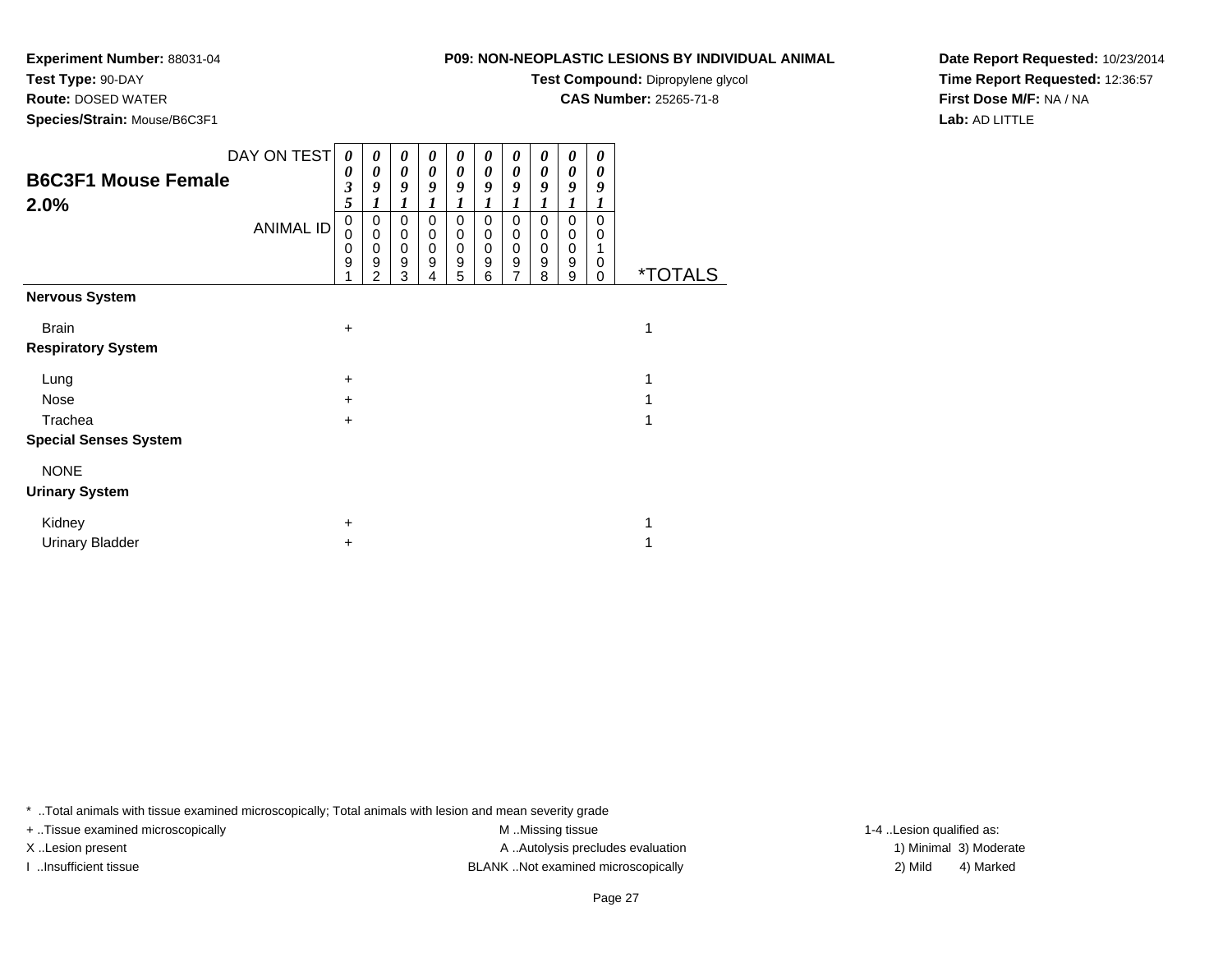**Experiment Number:** 88031-04
**Test Type:** 90-DAY
**Route:** DOSED WATER
**Species/Strain:** Mouse/B6C3F1

**P09: NON-NEOPLASTIC LESIONS BY INDIVIDUAL ANIMAL**
**Test Compound:** Dipropylene glycol
**CAS Number:** 25265-71-8

**Date Report Requested:** 10/23/2014
**Time Report Requested:** 12:36:57
**First Dose M/F:** NA / NA
**Lab:** AD LITTLE

## B6C3F1 Mouse Female 2.0%

| DAY ON TEST | 0035 | 0091 | 0091 | 0091 | 0091 | 0091 | 0091 | 0091 | 0091 | 0091 | |
|---|---|---|---|---|---|---|---|---|---|---|---|
| ANIMAL ID | 00091 | 00092 | 00093 | 00094 | 00095 | 00096 | 00097 | 00098 | 00099 | 00100 | *TOTALS |
| **Nervous System** | | | | | | | | | | | |
| Brain | + | | | | | | | | | | 1 |
| **Respiratory System** | | | | | | | | | | | |
| Lung | + | | | | | | | | | | 1 |
| Nose | + | | | | | | | | | | 1 |
| Trachea | + | | | | | | | | | | 1 |
| **Special Senses System** | | | | | | | | | | | |
| NONE | | | | | | | | | | | |
| **Urinary System** | | | | | | | | | | | |
| Kidney | + | | | | | | | | | | 1 |
| Urinary Bladder | + | | | | | | | | | | 1 |

* ..Total animals with tissue examined microscopically; Total animals with lesion and mean severity grade

+ ..Tissue examined microscopically
X ..Lesion present
I ..Insufficient tissue

M ..Missing tissue
A ..Autolysis precludes evaluation
BLANK ..Not examined microscopically

1-4 ..Lesion qualified as:
1) Minimal 3) Moderate
2) Mild 4) Marked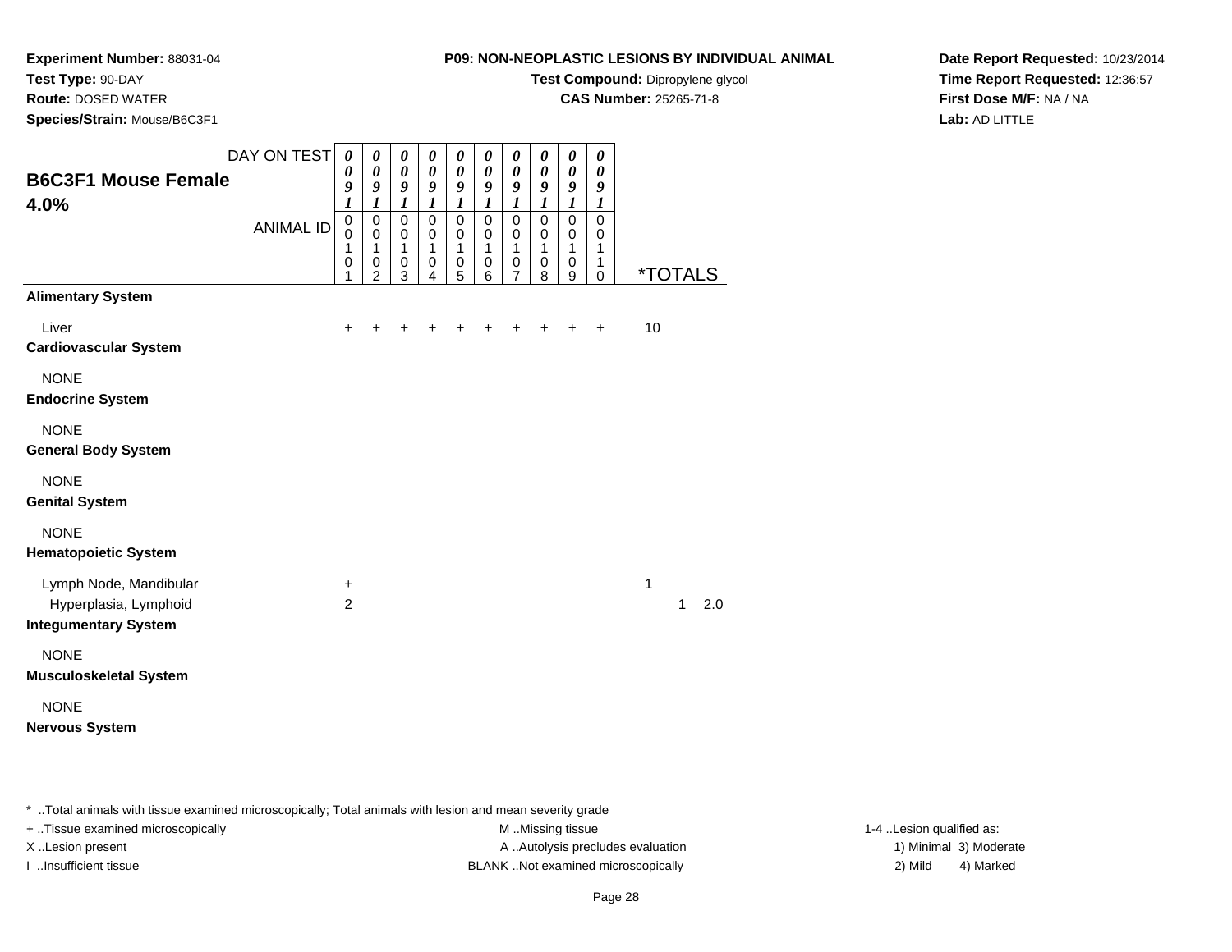**Experiment Number:** 88031-04
**Test Type:** 90-DAY
**Route:** DOSED WATER
**Species/Strain:** Mouse/B6C3F1

**P09: NON-NEOPLASTIC LESIONS BY INDIVIDUAL ANIMAL**
**Test Compound:** Dipropylene glycol
**CAS Number:** 25265-71-8

**Date Report Requested:** 10/23/2014
**Time Report Requested:** 12:36:57
**First Dose M/F:** NA / NA
**Lab:** AD LITTLE

## B6C3F1 Mouse Female 4.0%

| DAY ON TEST | 0091 | 0091 | 0091 | 0091 | 0091 | 0091 | 0091 | 0091 | 0091 | 0091 | | | |
|---|---|---|---|---|---|---|---|---|---|---|---|---|---|
| ANIMAL ID | 00101 | 00102 | 00103 | 00104 | 00105 | 00106 | 00107 | 00108 | 00109 | 00110 | *TOTALS | | |
| **Alimentary System** | | | | | | | | | | | | | |
| Liver | + | + | + | + | + | + | + | + | + | + | 10 | | |
| **Cardiovascular System** | | | | | | | | | | | | | |
| NONE | | | | | | | | | | | | | |
| **Endocrine System** | | | | | | | | | | | | | |
| NONE | | | | | | | | | | | | | |
| **General Body System** | | | | | | | | | | | | | |
| NONE | | | | | | | | | | | | | |
| **Genital System** | | | | | | | | | | | | | |
| NONE | | | | | | | | | | | | | |
| **Hematopoietic System** | | | | | | | | | | | | | |
| Lymph Node, Mandibular | + | | | | | | | | | | 1 | | |
| Hyperplasia, Lymphoid | 2 | | | | | | | | | | | 1 | 2.0 |
| **Integumentary System** | | | | | | | | | | | | | |
| NONE | | | | | | | | | | | | | |
| **Musculoskeletal System** | | | | | | | | | | | | | |
| NONE | | | | | | | | | | | | | |
| **Nervous System** | | | | | | | | | | | | | |

* ..Total animals with tissue examined microscopically; Total animals with lesion and mean severity grade

+ ..Tissue examined microscopically
X ..Lesion present
I ..Insufficient tissue

M ..Missing tissue
A ..Autolysis precludes evaluation
BLANK ..Not examined microscopically

1-4 ..Lesion qualified as:
1) Minimal 3) Moderate
2) Mild 4) Marked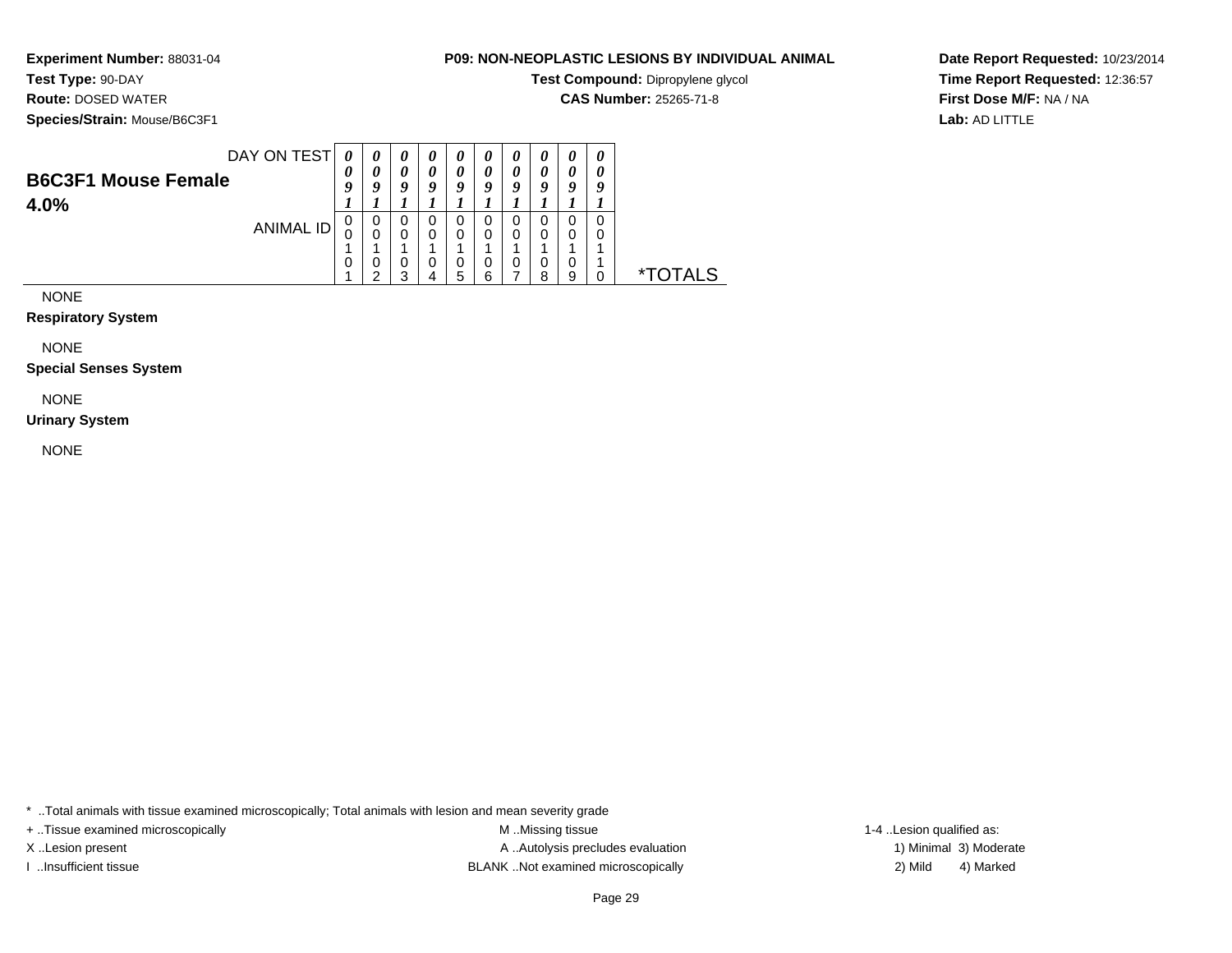**Experiment Number:** 88031-04
**Test Type:** 90-DAY
**Route:** DOSED WATER
**Species/Strain:** Mouse/B6C3F1

**P09: NON-NEOPLASTIC LESIONS BY INDIVIDUAL ANIMAL**
**Test Compound:** Dipropylene glycol
**CAS Number:** 25265-71-8

**Date Report Requested:** 10/23/2014
**Time Report Requested:** 12:36:57
**First Dose M/F:** NA / NA
**Lab:** AD LITTLE

| B6C3F1 Mouse Female 4.0% | | | | | | | | | | | |
|---|---|---|---|---|---|---|---|---|---|---|---|
| DAY ON TEST | 0091 | 0091 | 0091 | 0091 | 0091 | 0091 | 0091 | 0091 | 0091 | 0091 | |
| ANIMAL ID | 00101 | 00102 | 00103 | 00104 | 00105 | 00106 | 00107 | 00108 | 00109 | 00110 | *TOTALS |

NONE

**Respiratory System**

NONE

**Special Senses System**

NONE

**Urinary System**

NONE

* ..Total animals with tissue examined microscopically; Total animals with lesion and mean severity grade
+ ..Tissue examined microscopically
X ..Lesion present
I ..Insufficient tissue

M ..Missing tissue
A ..Autolysis precludes evaluation
BLANK ..Not examined microscopically

1-4 ..Lesion qualified as:
1) Minimal 3) Moderate
2) Mild 4) Marked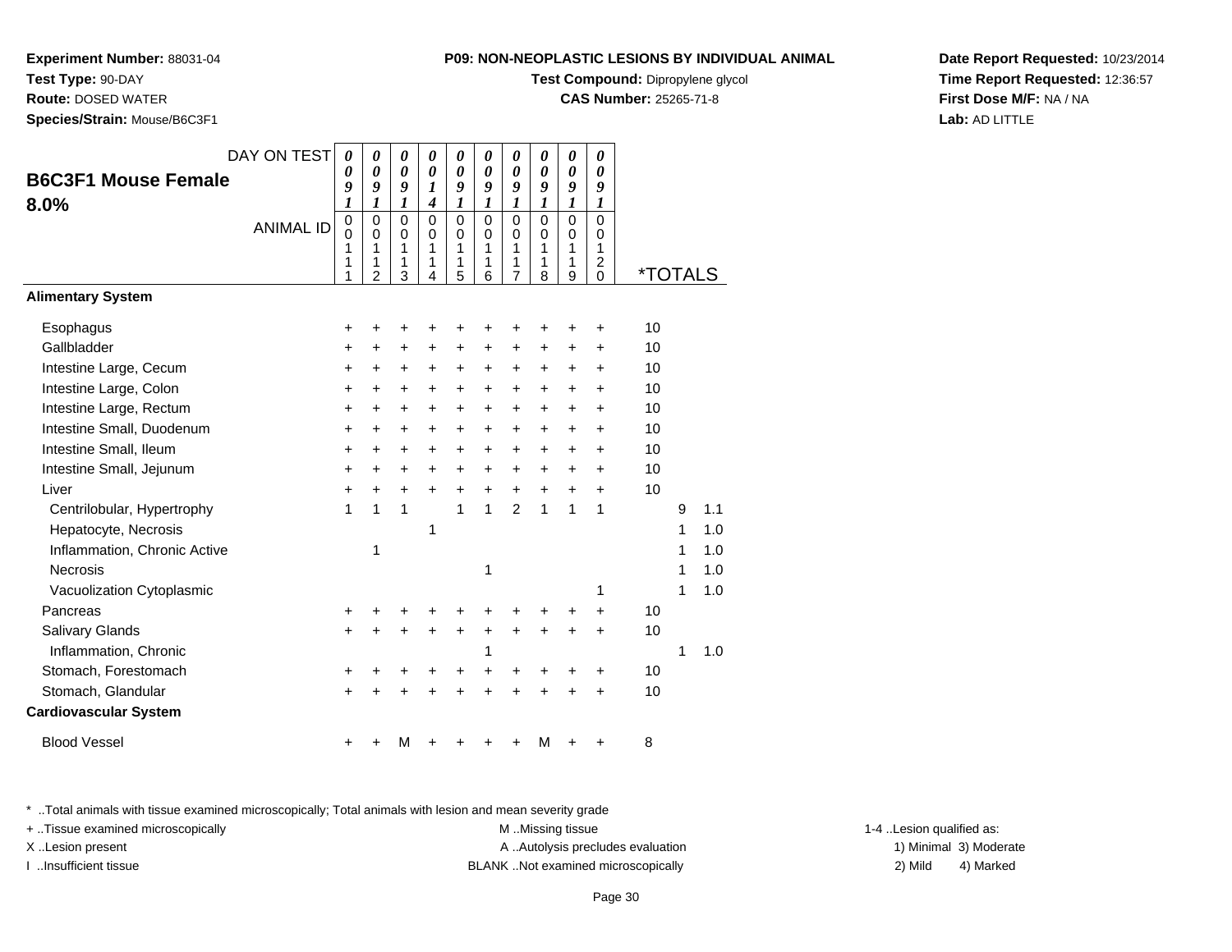**Experiment Number:** 88031-04
**Test Type:** 90-DAY
**Route:** DOSED WATER
**Species/Strain:** Mouse/B6C3F1

**P09: NON-NEOPLASTIC LESIONS BY INDIVIDUAL ANIMAL**
**Test Compound:** Dipropylene glycol
**CAS Number:** 25265-71-8

**Date Report Requested:** 10/23/2014
**Time Report Requested:** 12:36:57
**First Dose M/F:** NA / NA
**Lab:** AD LITTLE

## B6C3F1 Mouse Female
## 8.0%

| DAY ON TEST | 0091 | 0091 | 0091 | 0014 | 0091 | 0091 | 0091 | 0091 | 0091 | 0091 | | | |
|---|---|---|---|---|---|---|---|---|---|---|---|---|---|
| ANIMAL ID | 00111 | 00112 | 00113 | 00114 | 00115 | 00116 | 00117 | 00118 | 00119 | 00120 | *TOTALS | | |
| **Alimentary System** | | | | | | | | | | | | | |
| Esophagus | + | + | + | + | + | + | + | + | + | + | 10 | | |
| Gallbladder | + | + | + | + | + | + | + | + | + | + | 10 | | |
| Intestine Large, Cecum | + | + | + | + | + | + | + | + | + | + | 10 | | |
| Intestine Large, Colon | + | + | + | + | + | + | + | + | + | + | 10 | | |
| Intestine Large, Rectum | + | + | + | + | + | + | + | + | + | + | 10 | | |
| Intestine Small, Duodenum | + | + | + | + | + | + | + | + | + | + | 10 | | |
| Intestine Small, Ileum | + | + | + | + | + | + | + | + | + | + | 10 | | |
| Intestine Small, Jejunum | + | + | + | + | + | + | + | + | + | + | 10 | | |
| Liver | + | + | + | + | + | + | + | + | + | + | 10 | | |
| Centrilobular, Hypertrophy | 1 | 1 | 1 | | 1 | 1 | 2 | 1 | 1 | 1 | | 9 | 1.1 |
| Hepatocyte, Necrosis | | | | 1 | | | | | | | | 1 | 1.0 |
| Inflammation, Chronic Active | | 1 | | | | | | | | | | 1 | 1.0 |
| Necrosis | | | | | | 1 | | | | | | 1 | 1.0 |
| Vacuolization Cytoplasmic | | | | | | | | | | 1 | | 1 | 1.0 |
| Pancreas | + | + | + | + | + | + | + | + | + | + | 10 | | |
| Salivary Glands | + | + | + | + | + | + | + | + | + | + | 10 | | |
| Inflammation, Chronic | | | | | | 1 | | | | | | 1 | 1.0 |
| Stomach, Forestomach | + | + | + | + | + | + | + | + | + | + | 10 | | |
| Stomach, Glandular | + | + | + | + | + | + | + | + | + | + | 10 | | |
| **Cardiovascular System** | | | | | | | | | | | | | |
| Blood Vessel | + | + | M | + | + | + | + | M | + | + | 8 | | |

\* ..Total animals with tissue examined microscopically; Total animals with lesion and mean severity grade
+ ..Tissue examined microscopically
X ..Lesion present
I ..Insufficient tissue

M ..Missing tissue
A ..Autolysis precludes evaluation
BLANK ..Not examined microscopically

1-4 ..Lesion qualified as:
1) Minimal 3) Moderate
2) Mild 4) Marked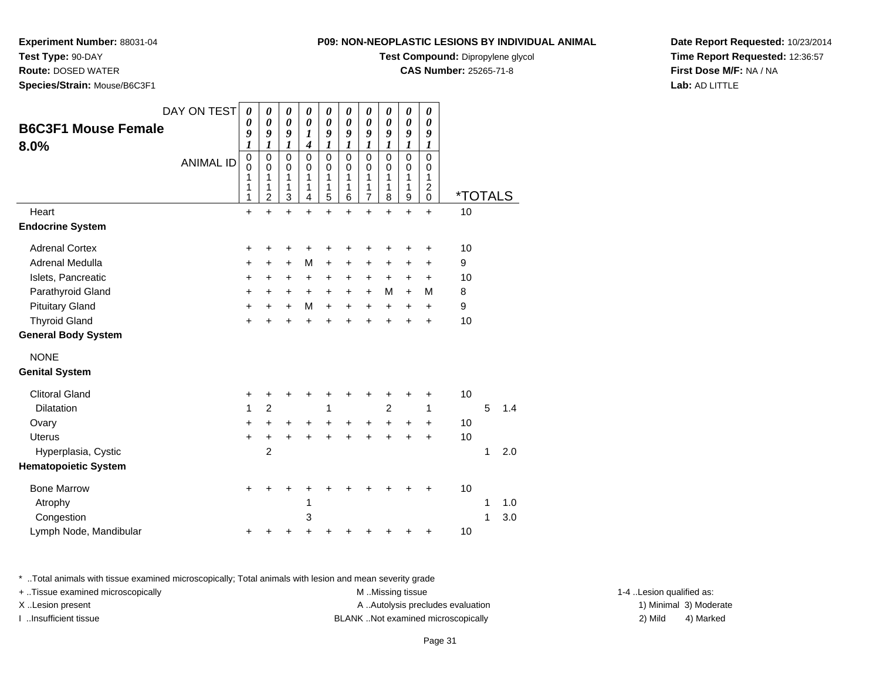**Experiment Number:** 88031-04
**Test Type:** 90-DAY
**Route:** DOSED WATER
**Species/Strain:** Mouse/B6C3F1

**P09: NON-NEOPLASTIC LESIONS BY INDIVIDUAL ANIMAL**
**Test Compound:** Dipropylene glycol
**CAS Number:** 25265-71-8

**Date Report Requested:** 10/23/2014
**Time Report Requested:** 12:36:57
**First Dose M/F:** NA / NA
**Lab:** AD LITTLE

## B6C3F1 Mouse Female 8.0%

| DAY ON TEST | 0091 | 0091 | 0091 | 0014 | 0091 | 0091 | 0091 | 0091 | 0091 | 0091 | | |
|---|---|---|---|---|---|---|---|---|---|---|---|---|
| ANIMAL ID | 00111 | 00112 | 00113 | 00114 | 00115 | 00116 | 00117 | 00118 | 00119 | 00120 | *TOTALS | |
| Heart | + | + | + | + | + | + | + | + | + | + | 10 | |
| **Endocrine System** | | | | | | | | | | | | |
| Adrenal Cortex | + | + | + | + | + | + | + | + | + | + | 10 | |
| Adrenal Medulla | + | + | + | M | + | + | + | + | + | + | 9 | |
| Islets, Pancreatic | + | + | + | + | + | + | + | + | + | + | 10 | |
| Parathyroid Gland | + | + | + | + | + | + | + | M | + | M | 8 | |
| Pituitary Gland | + | + | + | M | + | + | + | + | + | + | 9 | |
| Thyroid Gland | + | + | + | + | + | + | + | + | + | + | 10 | |
| **General Body System** | | | | | | | | | | | | |
| NONE | | | | | | | | | | | | |
| **Genital System** | | | | | | | | | | | | |
| Clitoral Gland | + | + | + | + | + | + | + | + | + | + | 10 | |
| Dilatation | 1 | 2 | | | 1 | | | 2 | | 1 | 5 | 1.4 |
| Ovary | + | + | + | + | + | + | + | + | + | + | 10 | |
| Uterus | + | + | + | + | + | + | + | + | + | + | 10 | |
| Hyperplasia, Cystic | | 2 | | | | | | | | | 1 | 2.0 |
| **Hematopoietic System** | | | | | | | | | | | | |
| Bone Marrow | + | + | + | + | + | + | + | + | + | + | 10 | |
| Atrophy | | | | 1 | | | | | | | 1 | 1.0 |
| Congestion | | | | 3 | | | | | | | 1 | 3.0 |
| Lymph Node, Mandibular | + | + | + | + | + | + | + | + | + | + | 10 | |

\* ..Total animals with tissue examined microscopically; Total animals with lesion and mean severity grade
+ ..Tissue examined microscopically
X ..Lesion present
I ..Insufficient tissue

M ..Missing tissue
A ..Autolysis precludes evaluation
BLANK ..Not examined microscopically

1-4 ..Lesion qualified as:
1) Minimal 3) Moderate
2) Mild 4) Marked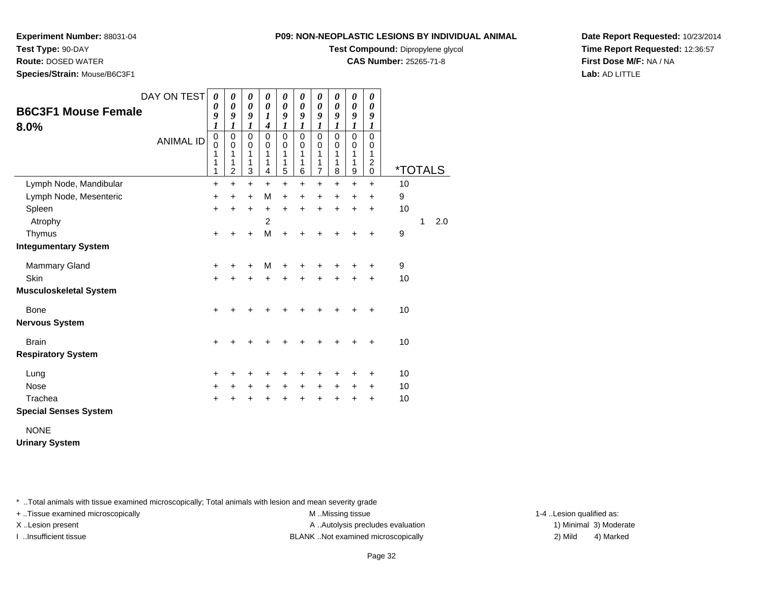**Experiment Number:** 88031-04
**Test Type:** 90-DAY
**Route:** DOSED WATER
**Species/Strain:** Mouse/B6C3F1

**P09: NON-NEOPLASTIC LESIONS BY INDIVIDUAL ANIMAL**
**Test Compound:** Dipropylene glycol
**CAS Number:** 25265-71-8

**Date Report Requested:** 10/23/2014
**Time Report Requested:** 12:36:57
**First Dose M/F:** NA / NA
**Lab:** AD LITTLE

## B6C3F1 Mouse Female
## 8.0%

| DAY ON TEST | 0091 | 0091 | 0091 | 0014 | 0091 | 0091 | 0091 | 0091 | 0091 | 0091 | | | |
|---|---|---|---|---|---|---|---|---|---|---|---|---|---|
| ANIMAL ID | 00111 | 00112 | 00113 | 00114 | 00115 | 00116 | 00117 | 00118 | 00119 | 00120 | *TOTALS | | |
| Lymph Node, Mandibular | + | + | + | + | + | + | + | + | + | + | 10 | | |
| Lymph Node, Mesenteric | + | + | + | M | + | + | + | + | + | + | 9 | | |
| Spleen | + | + | + | + | + | + | + | + | + | + | 10 | | |
| Atrophy | | | | 2 | | | | | | | | 1 | 2.0 |
| Thymus | + | + | + | M | + | + | + | + | + | + | 9 | | |
| **Integumentary System** | | | | | | | | | | | | | |
| Mammary Gland | + | + | + | M | + | + | + | + | + | + | 9 | | |
| Skin | + | + | + | + | + | + | + | + | + | + | 10 | | |
| **Musculoskeletal System** | | | | | | | | | | | | | |
| Bone | + | + | + | + | + | + | + | + | + | + | 10 | | |
| **Nervous System** | | | | | | | | | | | | | |
| Brain | + | + | + | + | + | + | + | + | + | + | 10 | | |
| **Respiratory System** | | | | | | | | | | | | | |
| Lung | + | + | + | + | + | + | + | + | + | + | 10 | | |
| Nose | + | + | + | + | + | + | + | + | + | + | 10 | | |
| Trachea | + | + | + | + | + | + | + | + | + | + | 10 | | |
| **Special Senses System** | | | | | | | | | | | | | |
| NONE | | | | | | | | | | | | | |
| **Urinary System** | | | | | | | | | | | | | |

* ..Total animals with tissue examined microscopically; Total animals with lesion and mean severity grade
+ ..Tissue examined microscopically
X ..Lesion present
I ..Insufficient tissue

M ..Missing tissue
A ..Autolysis precludes evaluation
BLANK ..Not examined microscopically

1-4 ..Lesion qualified as:
1) Minimal 3) Moderate
2) Mild 4) Marked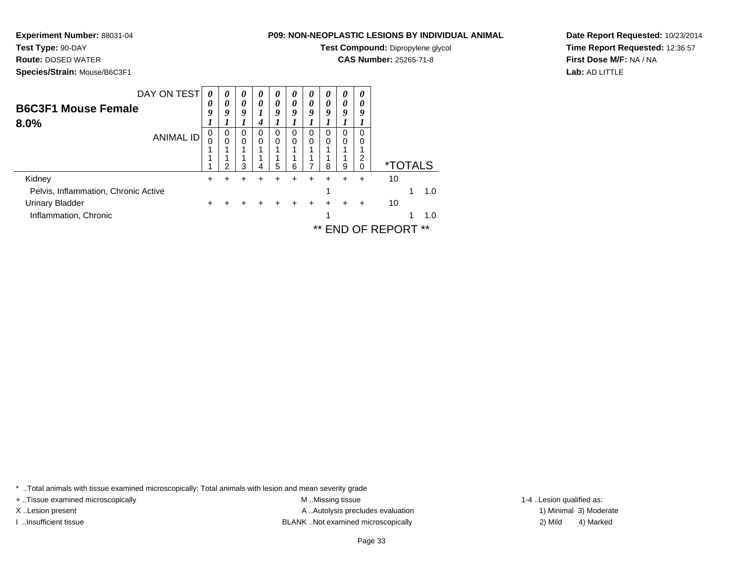**Experiment Number:** 88031-04
**Test Type:** 90-DAY
**Route:** DOSED WATER
**Species/Strain:** Mouse/B6C3F1

**P09: NON-NEOPLASTIC LESIONS BY INDIVIDUAL ANIMAL**
**Test Compound:** Dipropylene glycol
**CAS Number:** 25265-71-8

**Date Report Requested:** 10/23/2014
**Time Report Requested:** 12:36:57
**First Dose M/F:** NA / NA
**Lab:** AD LITTLE

## B6C3F1 Mouse Female
## 8.0%

| DAY ON TEST | 0091 | 0091 | 0091 | 0014 | 0091 | 0091 | 0091 | 0091 | 0091 | 0091 | | |
|---|---|---|---|---|---|---|---|---|---|---|---|---|
| ANIMAL ID | 00111 | 00112 | 00113 | 00114 | 00115 | 00116 | 00117 | 00118 | 00119 | 00120 | *TOTALS | |
| Kidney | + | + | + | + | + | + | + | + | + | + | 10 | |
| Pelvis, Inflammation, Chronic Active | | | | | | | | 1 | | | 1 | 1.0 |
| Urinary Bladder | + | + | + | + | + | + | + | + | + | + | 10 | |
| Inflammation, Chronic | | | | | | | | 1 | | | 1 | 1.0 |

** END OF REPORT **

* ..Total animals with tissue examined microscopically; Total animals with lesion and mean severity grade
+ ..Tissue examined microscopically
X ..Lesion present
I ..Insufficient tissue
M ..Missing tissue
A ..Autolysis precludes evaluation
BLANK ..Not examined microscopically
1-4 ..Lesion qualified as:
1) Minimal 3) Moderate
2) Mild 4) Marked